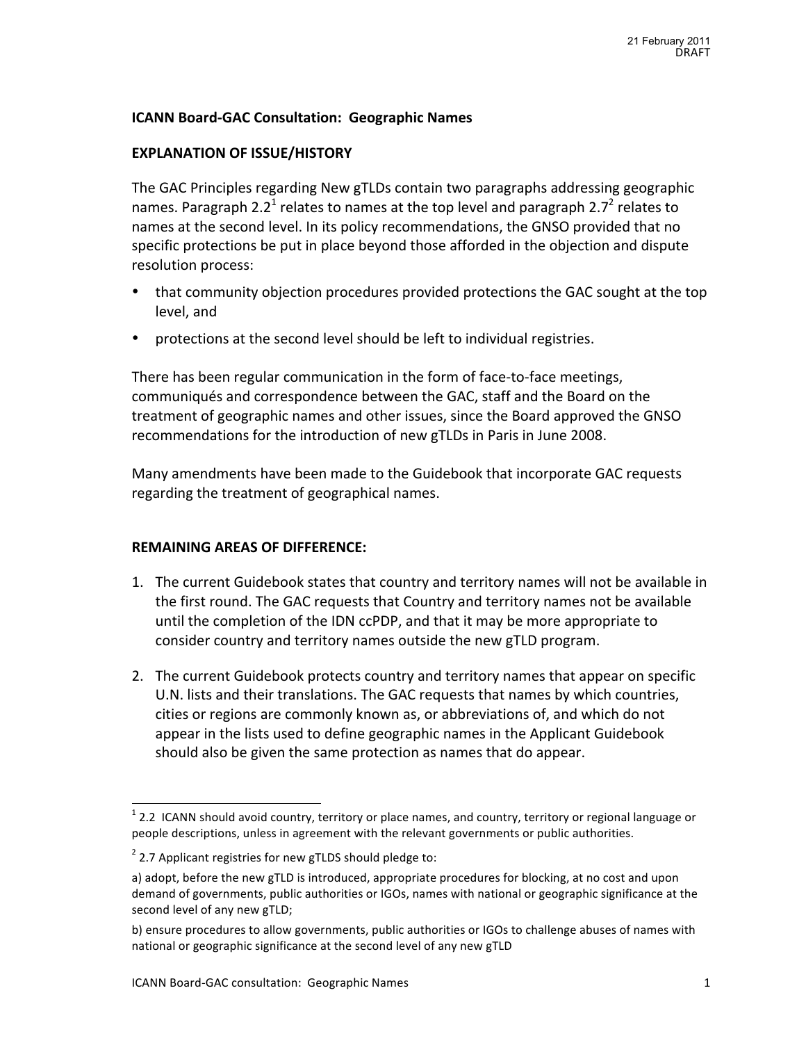21 February 2011
DRAFT

**ICANN Board-GAC Consultation: Geographic Names**

**EXPLANATION OF ISSUE/HISTORY**

The GAC Principles regarding New gTLDs contain two paragraphs addressing geographic names. Paragraph 2.2[1] relates to names at the top level and paragraph 2.7[2] relates to names at the second level. In its policy recommendations, the GNSO provided that no specific protections be put in place beyond those afforded in the objection and dispute resolution process:

- that community objection procedures provided protections the GAC sought at the top level, and
- protections at the second level should be left to individual registries.

There has been regular communication in the form of face-to-face meetings, communiqués and correspondence between the GAC, staff and the Board on the treatment of geographic names and other issues, since the Board approved the GNSO recommendations for the introduction of new gTLDs in Paris in June 2008.

Many amendments have been made to the Guidebook that incorporate GAC requests regarding the treatment of geographical names.

**REMAINING AREAS OF DIFFERENCE:**

1. The current Guidebook states that country and territory names will not be available in the first round. The GAC requests that Country and territory names not be available until the completion of the IDN ccPDP, and that it may be more appropriate to consider country and territory names outside the new gTLD program.
2. The current Guidebook protects country and territory names that appear on specific U.N. lists and their translations. The GAC requests that names by which countries, cities or regions are commonly known as, or abbreviations of, and which do not appear in the lists used to define geographic names in the Applicant Guidebook should also be given the same protection as names that do appear.

---

[1] 2.2 ICANN should avoid country, territory or place names, and country, territory or regional language or people descriptions, unless in agreement with the relevant governments or public authorities.

[2] 2.7 Applicant registries for new gTLDS should pledge to:

a) adopt, before the new gTLD is introduced, appropriate procedures for blocking, at no cost and upon demand of governments, public authorities or IGOs, names with national or geographic significance at the second level of any new gTLD;

b) ensure procedures to allow governments, public authorities or IGOs to challenge abuses of names with national or geographic significance at the second level of any new gTLD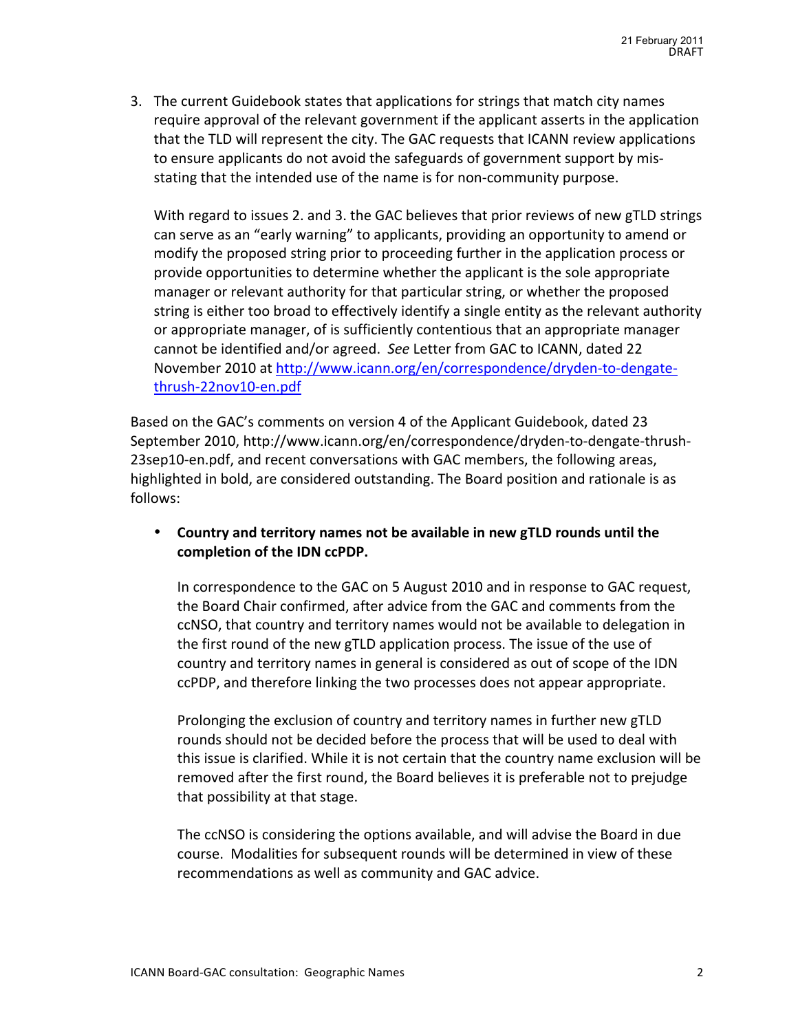3. The current Guidebook states that applications for strings that match city names require approval of the relevant government if the applicant asserts in the application that the TLD will represent the city. The GAC requests that ICANN review applications to ensure applicants do not avoid the safeguards of government support by mis-stating that the intended use of the name is for non-community purpose.

   With regard to issues 2. and 3. the GAC believes that prior reviews of new gTLD strings can serve as an "early warning" to applicants, providing an opportunity to amend or modify the proposed string prior to proceeding further in the application process or provide opportunities to determine whether the applicant is the sole appropriate manager or relevant authority for that particular string, or whether the proposed string is either too broad to effectively identify a single entity as the relevant authority or appropriate manager, of is sufficiently contentious that an appropriate manager cannot be identified and/or agreed. *See* Letter from GAC to ICANN, dated 22 November 2010 at [http://www.icann.org/en/correspondence/dryden-to-dengate-thrush-22nov10-en.pdf](http://www.icann.org/en/correspondence/dryden-to-dengate-thrush-22nov10-en.pdf)

Based on the GAC's comments on version 4 of the Applicant Guidebook, dated 23 September 2010, http://www.icann.org/en/correspondence/dryden-to-dengate-thrush-23sep10-en.pdf, and recent conversations with GAC members, the following areas, highlighted in bold, are considered outstanding. The Board position and rationale is as follows:

- **Country and territory names not be available in new gTLD rounds until the completion of the IDN ccPDP.**

  In correspondence to the GAC on 5 August 2010 and in response to GAC request, the Board Chair confirmed, after advice from the GAC and comments from the ccNSO, that country and territory names would not be available to delegation in the first round of the new gTLD application process. The issue of the use of country and territory names in general is considered as out of scope of the IDN ccPDP, and therefore linking the two processes does not appear appropriate.

  Prolonging the exclusion of country and territory names in further new gTLD rounds should not be decided before the process that will be used to deal with this issue is clarified. While it is not certain that the country name exclusion will be removed after the first round, the Board believes it is preferable not to prejudge that possibility at that stage.

  The ccNSO is considering the options available, and will advise the Board in due course. Modalities for subsequent rounds will be determined in view of these recommendations as well as community and GAC advice.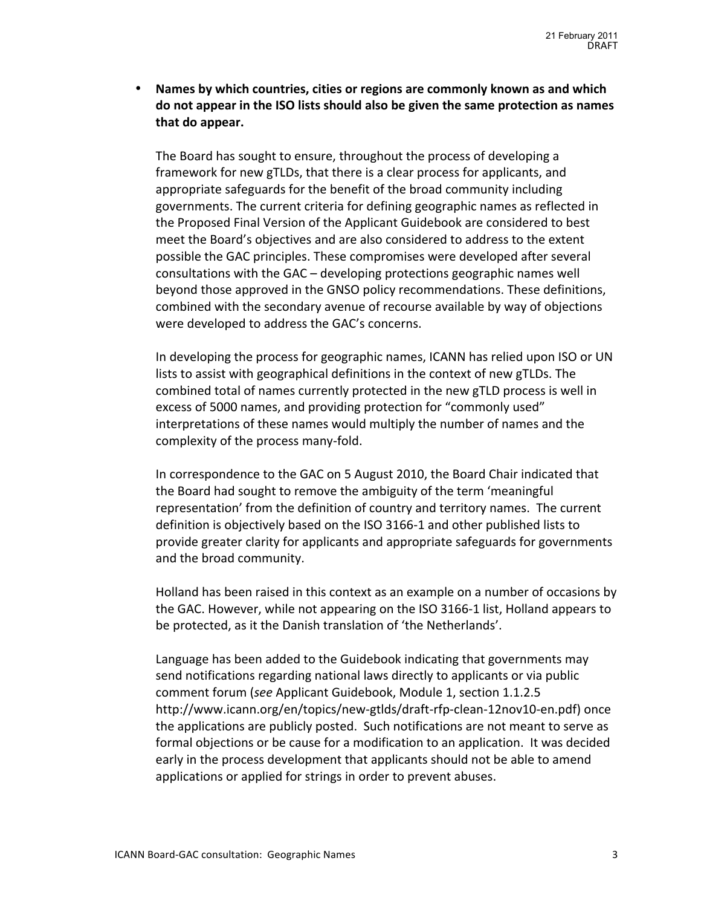- **Names by which countries, cities or regions are commonly known as and which do not appear in the ISO lists should also be given the same protection as names that do appear.**

  The Board has sought to ensure, throughout the process of developing a framework for new gTLDs, that there is a clear process for applicants, and appropriate safeguards for the benefit of the broad community including governments. The current criteria for defining geographic names as reflected in the Proposed Final Version of the Applicant Guidebook are considered to best meet the Board's objectives and are also considered to address to the extent possible the GAC principles. These compromises were developed after several consultations with the GAC – developing protections geographic names well beyond those approved in the GNSO policy recommendations. These definitions, combined with the secondary avenue of recourse available by way of objections were developed to address the GAC's concerns.

  In developing the process for geographic names, ICANN has relied upon ISO or UN lists to assist with geographical definitions in the context of new gTLDs. The combined total of names currently protected in the new gTLD process is well in excess of 5000 names, and providing protection for "commonly used" interpretations of these names would multiply the number of names and the complexity of the process many-fold.

  In correspondence to the GAC on 5 August 2010, the Board Chair indicated that the Board had sought to remove the ambiguity of the term 'meaningful representation' from the definition of country and territory names. The current definition is objectively based on the ISO 3166-1 and other published lists to provide greater clarity for applicants and appropriate safeguards for governments and the broad community.

  Holland has been raised in this context as an example on a number of occasions by the GAC. However, while not appearing on the ISO 3166-1 list, Holland appears to be protected, as it the Danish translation of 'the Netherlands'.

  Language has been added to the Guidebook indicating that governments may send notifications regarding national laws directly to applicants or via public comment forum (*see* Applicant Guidebook, Module 1, section 1.1.2.5 http://www.icann.org/en/topics/new-gtlds/draft-rfp-clean-12nov10-en.pdf) once the applications are publicly posted. Such notifications are not meant to serve as formal objections or be cause for a modification to an application. It was decided early in the process development that applicants should not be able to amend applications or applied for strings in order to prevent abuses.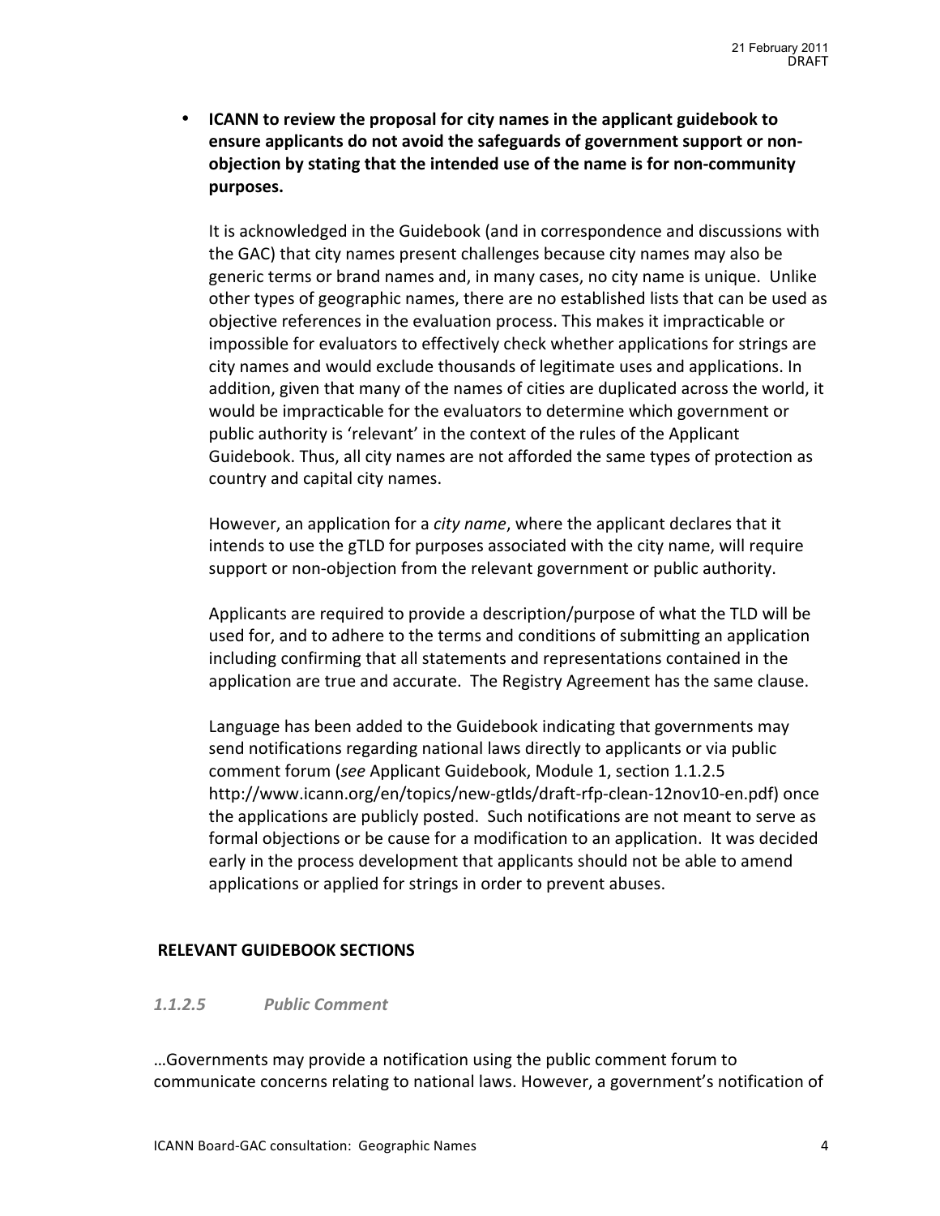- **ICANN to review the proposal for city names in the applicant guidebook to ensure applicants do not avoid the safeguards of government support or non-objection by stating that the intended use of the name is for non-community purposes.**

  It is acknowledged in the Guidebook (and in correspondence and discussions with the GAC) that city names present challenges because city names may also be generic terms or brand names and, in many cases, no city name is unique. Unlike other types of geographic names, there are no established lists that can be used as objective references in the evaluation process. This makes it impracticable or impossible for evaluators to effectively check whether applications for strings are city names and would exclude thousands of legitimate uses and applications. In addition, given that many of the names of cities are duplicated across the world, it would be impracticable for the evaluators to determine which government or public authority is 'relevant' in the context of the rules of the Applicant Guidebook. Thus, all city names are not afforded the same types of protection as country and capital city names.

  However, an application for a *city name*, where the applicant declares that it intends to use the gTLD for purposes associated with the city name, will require support or non-objection from the relevant government or public authority.

  Applicants are required to provide a description/purpose of what the TLD will be used for, and to adhere to the terms and conditions of submitting an application including confirming that all statements and representations contained in the application are true and accurate. The Registry Agreement has the same clause.

  Language has been added to the Guidebook indicating that governments may send notifications regarding national laws directly to applicants or via public comment forum (*see* Applicant Guidebook, Module 1, section 1.1.2.5 http://www.icann.org/en/topics/new-gtlds/draft-rfp-clean-12nov10-en.pdf) once the applications are publicly posted. Such notifications are not meant to serve as formal objections or be cause for a modification to an application. It was decided early in the process development that applicants should not be able to amend applications or applied for strings in order to prevent abuses.

## RELEVANT GUIDEBOOK SECTIONS

### *1.1.2.5 Public Comment*

…Governments may provide a notification using the public comment forum to communicate concerns relating to national laws. However, a government's notification of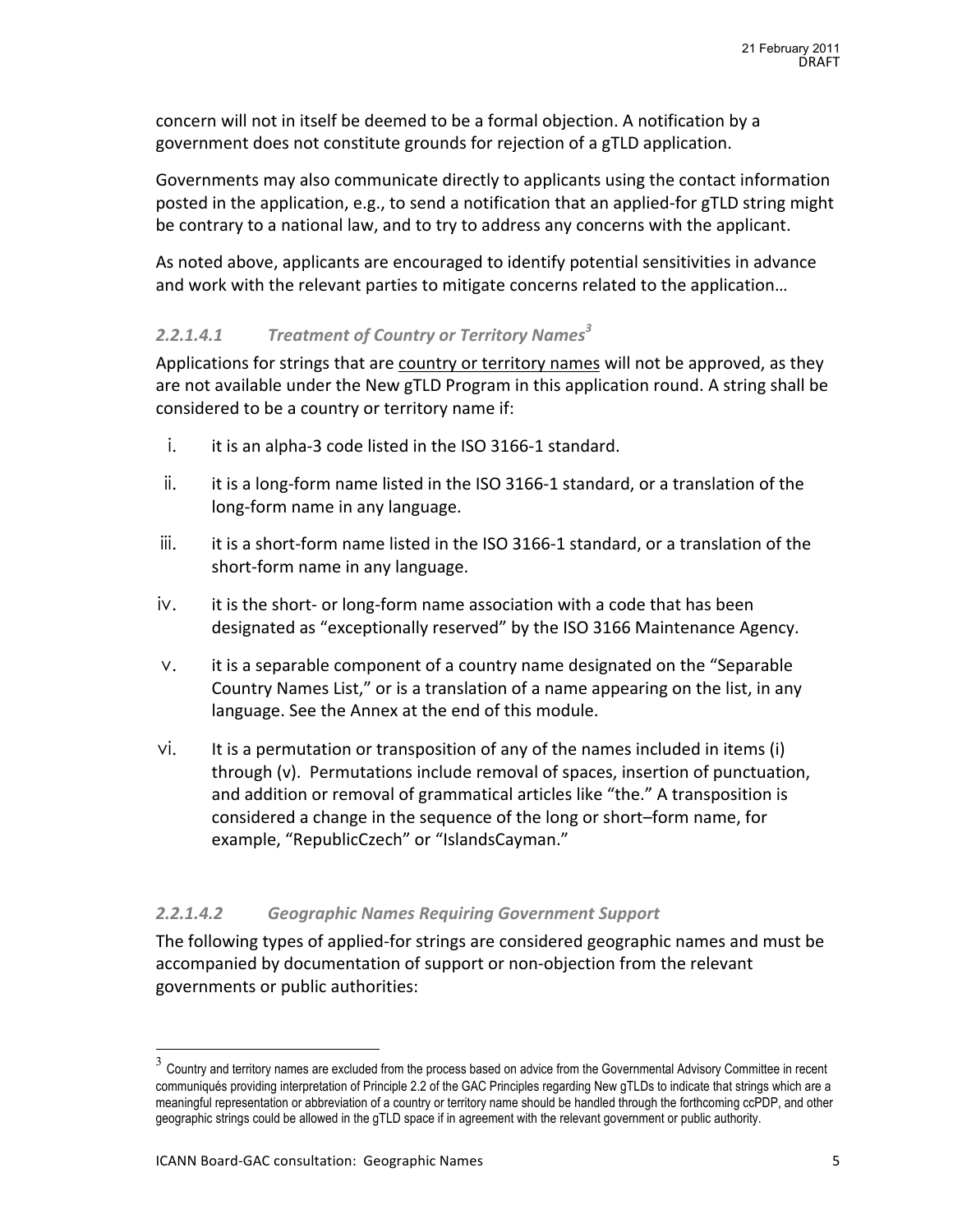concern will not in itself be deemed to be a formal objection. A notification by a government does not constitute grounds for rejection of a gTLD application.

Governments may also communicate directly to applicants using the contact information posted in the application, e.g., to send a notification that an applied-for gTLD string might be contrary to a national law, and to try to address any concerns with the applicant.

As noted above, applicants are encouraged to identify potential sensitivities in advance and work with the relevant parties to mitigate concerns related to the application…

#### *2.2.1.4.1 Treatment of Country or Territory Names*[3]

Applications for strings that are <u>country or territory names</u> will not be approved, as they are not available under the New gTLD Program in this application round. A string shall be considered to be a country or territory name if:

i. it is an alpha-3 code listed in the ISO 3166-1 standard.

ii. it is a long-form name listed in the ISO 3166-1 standard, or a translation of the long-form name in any language.

iii. it is a short-form name listed in the ISO 3166-1 standard, or a translation of the short-form name in any language.

iv. it is the short- or long-form name association with a code that has been designated as "exceptionally reserved" by the ISO 3166 Maintenance Agency.

v. it is a separable component of a country name designated on the "Separable Country Names List," or is a translation of a name appearing on the list, in any language. See the Annex at the end of this module.

vi. It is a permutation or transposition of any of the names included in items (i) through (v). Permutations include removal of spaces, insertion of punctuation, and addition or removal of grammatical articles like "the." A transposition is considered a change in the sequence of the long or short–form name, for example, "RepublicCzech" or "IslandsCayman."

#### *2.2.1.4.2 Geographic Names Requiring Government Support*

The following types of applied-for strings are considered geographic names and must be accompanied by documentation of support or non-objection from the relevant governments or public authorities:

---

[3] Country and territory names are excluded from the process based on advice from the Governmental Advisory Committee in recent communiqués providing interpretation of Principle 2.2 of the GAC Principles regarding New gTLDs to indicate that strings which are a meaningful representation or abbreviation of a country or territory name should be handled through the forthcoming ccPDP, and other geographic strings could be allowed in the gTLD space if in agreement with the relevant government or public authority.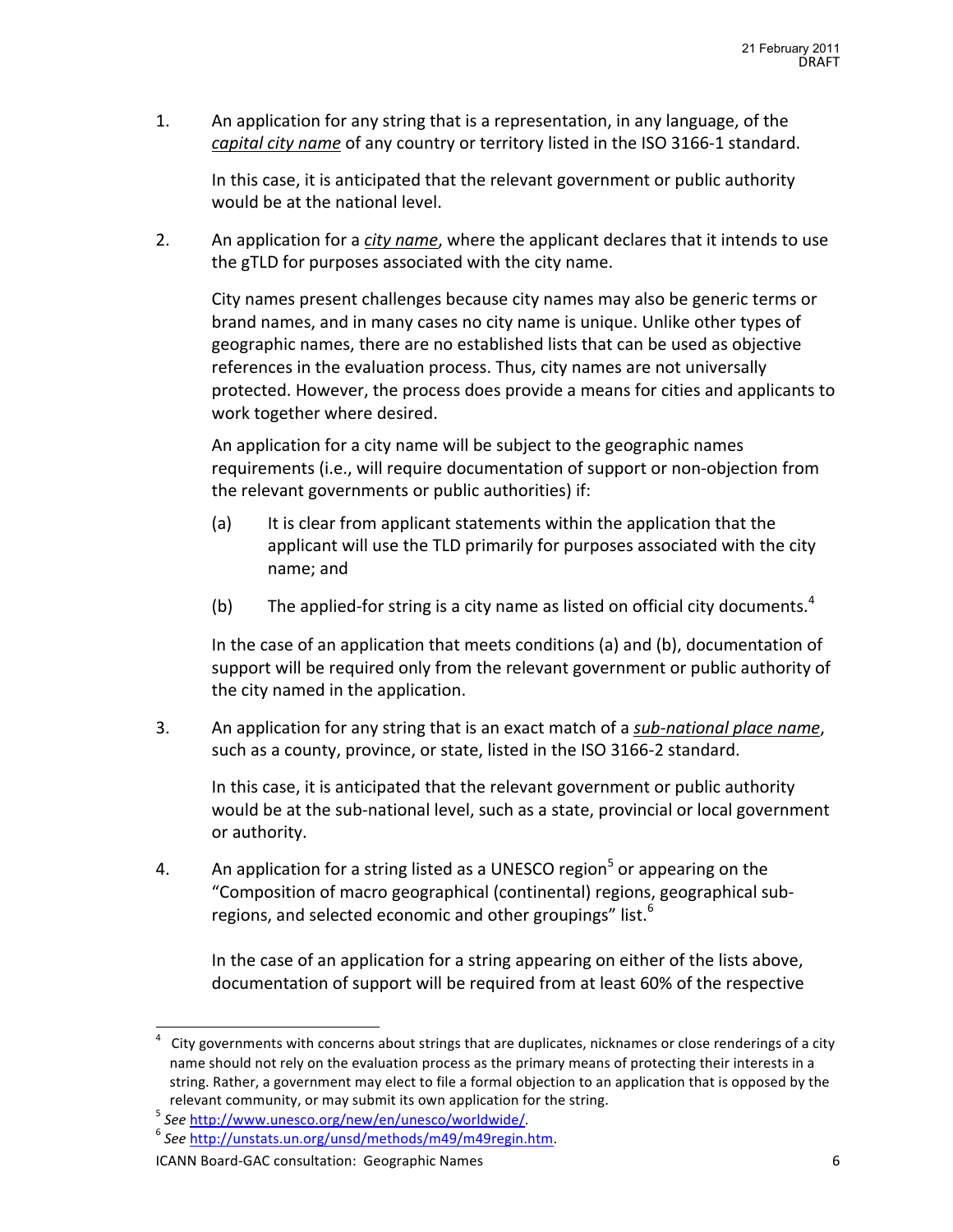1. An application for any string that is a representation, in any language, of the *capital city name* of any country or territory listed in the ISO 3166-1 standard.

   In this case, it is anticipated that the relevant government or public authority would be at the national level.

2. An application for a *city name*, where the applicant declares that it intends to use the gTLD for purposes associated with the city name.

   City names present challenges because city names may also be generic terms or brand names, and in many cases no city name is unique. Unlike other types of geographic names, there are no established lists that can be used as objective references in the evaluation process. Thus, city names are not universally protected. However, the process does provide a means for cities and applicants to work together where desired.

   An application for a city name will be subject to the geographic names requirements (i.e., will require documentation of support or non-objection from the relevant governments or public authorities) if:

   (a) It is clear from applicant statements within the application that the applicant will use the TLD primarily for purposes associated with the city name; and

   (b) The applied-for string is a city name as listed on official city documents.[4]

   In the case of an application that meets conditions (a) and (b), documentation of support will be required only from the relevant government or public authority of the city named in the application.

3. An application for any string that is an exact match of a *sub-national place name*, such as a county, province, or state, listed in the ISO 3166-2 standard.

   In this case, it is anticipated that the relevant government or public authority would be at the sub-national level, such as a state, provincial or local government or authority.

4. An application for a string listed as a UNESCO region[5] or appearing on the "Composition of macro geographical (continental) regions, geographical sub-regions, and selected economic and other groupings" list.[6]

   In the case of an application for a string appearing on either of the lists above, documentation of support will be required from at least 60% of the respective

---

[4] City governments with concerns about strings that are duplicates, nicknames or close renderings of a city name should not rely on the evaluation process as the primary means of protecting their interests in a string. Rather, a government may elect to file a formal objection to an application that is opposed by the relevant community, or may submit its own application for the string.

[5] *See* http://www.unesco.org/new/en/unesco/worldwide/.

[6] *See* http://unstats.un.org/unsd/methods/m49/m49regin.htm.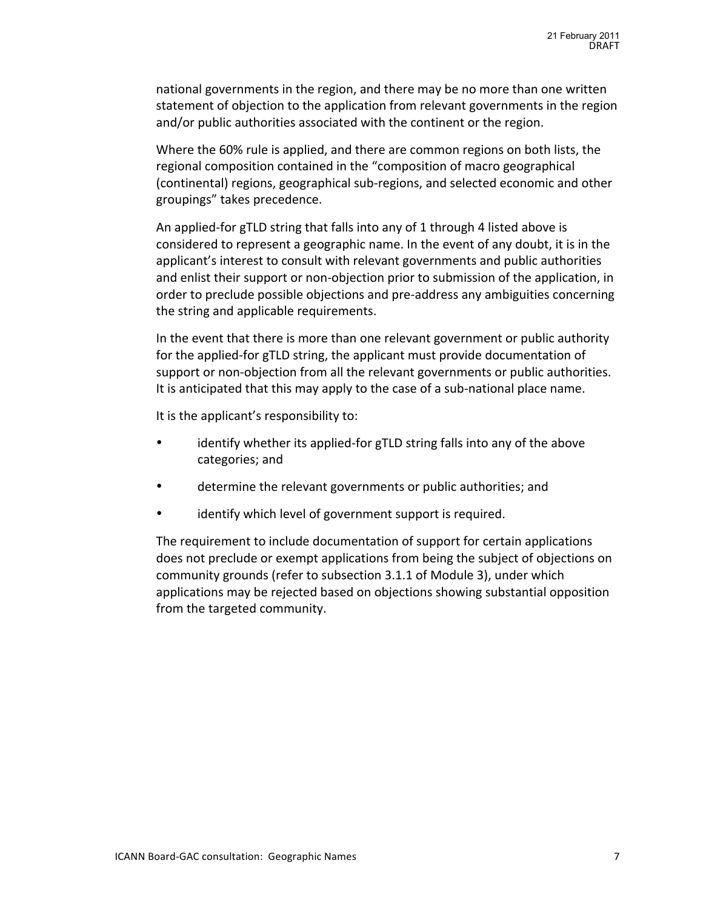national governments in the region, and there may be no more than one written statement of objection to the application from relevant governments in the region and/or public authorities associated with the continent or the region.

Where the 60% rule is applied, and there are common regions on both lists, the regional composition contained in the "composition of macro geographical (continental) regions, geographical sub-regions, and selected economic and other groupings" takes precedence.

An applied-for gTLD string that falls into any of 1 through 4 listed above is considered to represent a geographic name. In the event of any doubt, it is in the applicant's interest to consult with relevant governments and public authorities and enlist their support or non-objection prior to submission of the application, in order to preclude possible objections and pre-address any ambiguities concerning the string and applicable requirements.

In the event that there is more than one relevant government or public authority for the applied-for gTLD string, the applicant must provide documentation of support or non-objection from all the relevant governments or public authorities. It is anticipated that this may apply to the case of a sub-national place name.

It is the applicant's responsibility to:

- identify whether its applied-for gTLD string falls into any of the above categories; and
- determine the relevant governments or public authorities; and
- identify which level of government support is required.

The requirement to include documentation of support for certain applications does not preclude or exempt applications from being the subject of objections on community grounds (refer to subsection 3.1.1 of Module 3), under which applications may be rejected based on objections showing substantial opposition from the targeted community.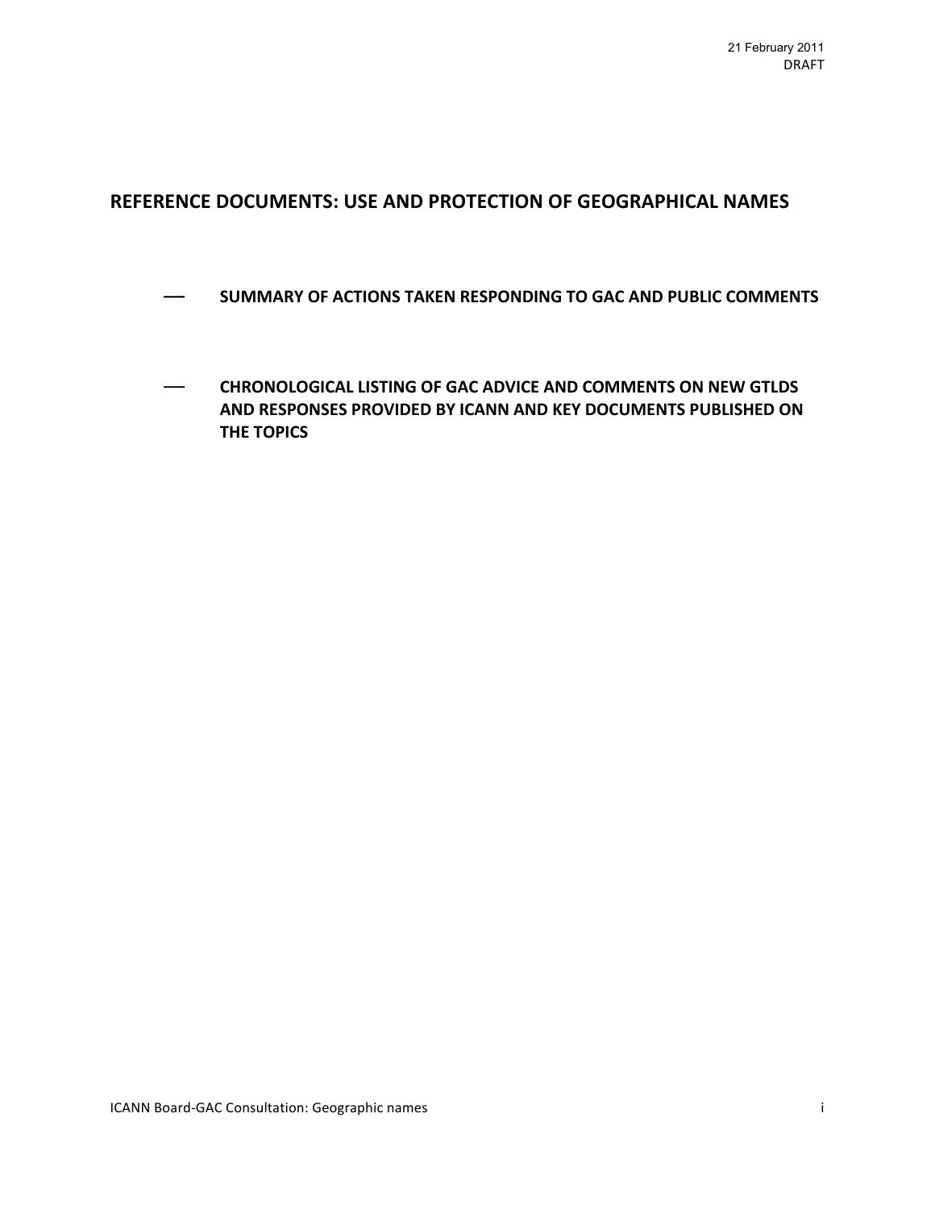21 February 2011
DRAFT

## REFERENCE DOCUMENTS: USE AND PROTECTION OF GEOGRAPHICAL NAMES

- SUMMARY OF ACTIONS TAKEN RESPONDING TO GAC AND PUBLIC COMMENTS

- CHRONOLOGICAL LISTING OF GAC ADVICE AND COMMENTS ON NEW GTLDS AND RESPONSES PROVIDED BY ICANN AND KEY DOCUMENTS PUBLISHED ON THE TOPICS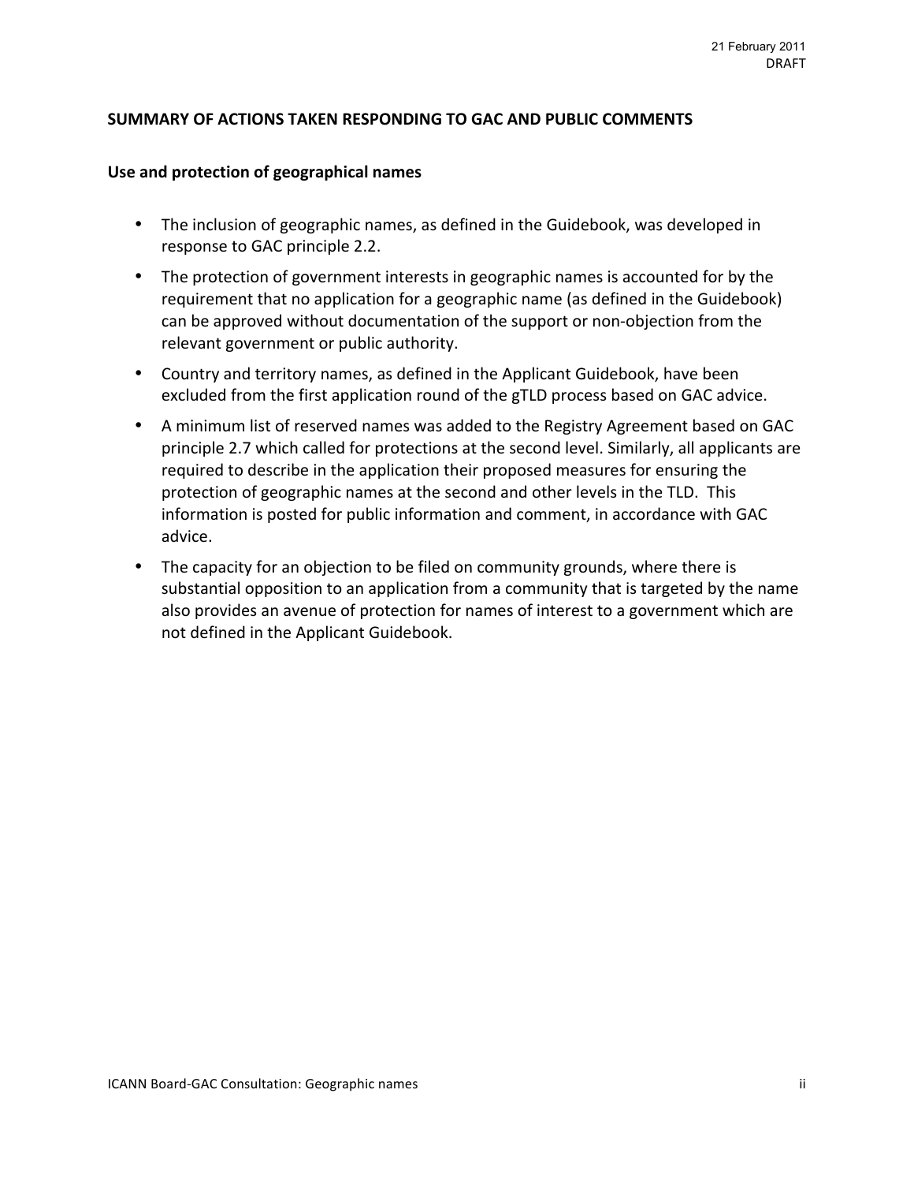21 February 2011
DRAFT

## SUMMARY OF ACTIONS TAKEN RESPONDING TO GAC AND PUBLIC COMMENTS

### Use and protection of geographical names

- The inclusion of geographic names, as defined in the Guidebook, was developed in response to GAC principle 2.2.
- The protection of government interests in geographic names is accounted for by the requirement that no application for a geographic name (as defined in the Guidebook) can be approved without documentation of the support or non-objection from the relevant government or public authority.
- Country and territory names, as defined in the Applicant Guidebook, have been excluded from the first application round of the gTLD process based on GAC advice.
- A minimum list of reserved names was added to the Registry Agreement based on GAC principle 2.7 which called for protections at the second level. Similarly, all applicants are required to describe in the application their proposed measures for ensuring the protection of geographic names at the second and other levels in the TLD. This information is posted for public information and comment, in accordance with GAC advice.
- The capacity for an objection to be filed on community grounds, where there is substantial opposition to an application from a community that is targeted by the name also provides an avenue of protection for names of interest to a government which are not defined in the Applicant Guidebook.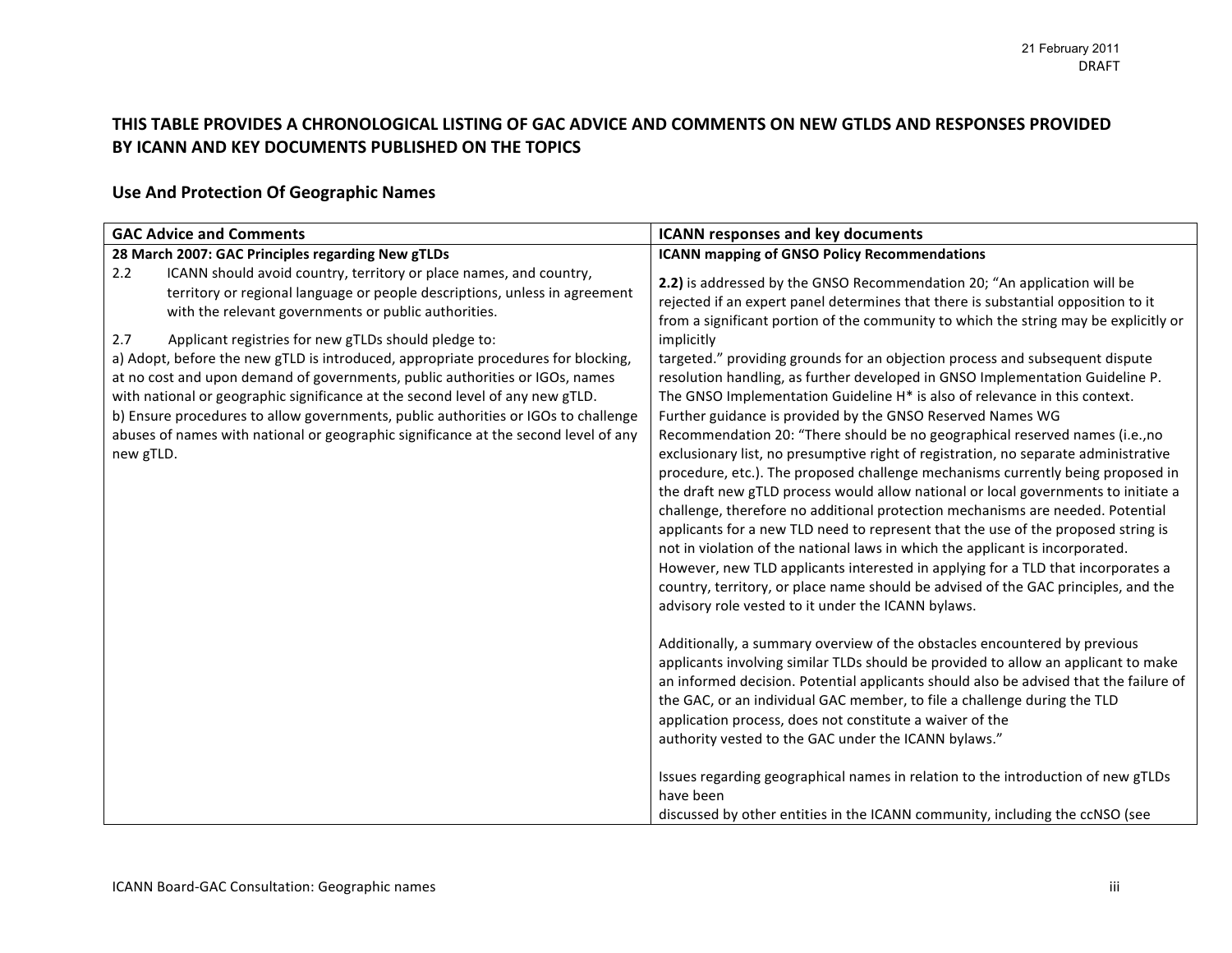21 February 2011
DRAFT

## THIS TABLE PROVIDES A CHRONOLOGICAL LISTING OF GAC ADVICE AND COMMENTS ON NEW GTLDS AND RESPONSES PROVIDED BY ICANN AND KEY DOCUMENTS PUBLISHED ON THE TOPICS

### Use And Protection Of Geographic Names

| GAC Advice and Comments | ICANN responses and key documents |
|---|---|
| **28 March 2007: GAC Principles regarding New gTLDs**<br>2.2 ICANN should avoid country, territory or place names, and country, territory or regional language or people descriptions, unless in agreement with the relevant governments or public authorities.<br><br>2.7 Applicant registries for new gTLDs should pledge to:<br>a) Adopt, before the new gTLD is introduced, appropriate procedures for blocking, at no cost and upon demand of governments, public authorities or IGOs, names with national or geographic significance at the second level of any new gTLD.<br>b) Ensure procedures to allow governments, public authorities or IGOs to challenge abuses of names with national or geographic significance at the second level of any new gTLD. | **ICANN mapping of GNSO Policy Recommendations**<br><br>**2.2)** is addressed by the GNSO Recommendation 20; "An application will be rejected if an expert panel determines that there is substantial opposition to it from a significant portion of the community to which the string may be explicitly or implicitly targeted." providing grounds for an objection process and subsequent dispute resolution handling, as further developed in GNSO Implementation Guideline P. The GNSO Implementation Guideline H* is also of relevance in this context. Further guidance is provided by the GNSO Reserved Names WG Recommendation 20: "There should be no geographical reserved names (i.e.,no exclusionary list, no presumptive right of registration, no separate administrative procedure, etc.). The proposed challenge mechanisms currently being proposed in the draft new gTLD process would allow national or local governments to initiate a challenge, therefore no additional protection mechanisms are needed. Potential applicants for a new TLD need to represent that the use of the proposed string is not in violation of the national laws in which the applicant is incorporated. However, new TLD applicants interested in applying for a TLD that incorporates a country, territory, or place name should be advised of the GAC principles, and the advisory role vested to it under the ICANN bylaws.<br><br>Additionally, a summary overview of the obstacles encountered by previous applicants involving similar TLDs should be provided to allow an applicant to make an informed decision. Potential applicants should also be advised that the failure of the GAC, or an individual GAC member, to file a challenge during the TLD application process, does not constitute a waiver of the authority vested to the GAC under the ICANN bylaws."<br><br>Issues regarding geographical names in relation to the introduction of new gTLDs have been discussed by other entities in the ICANN community, including the ccNSO (see |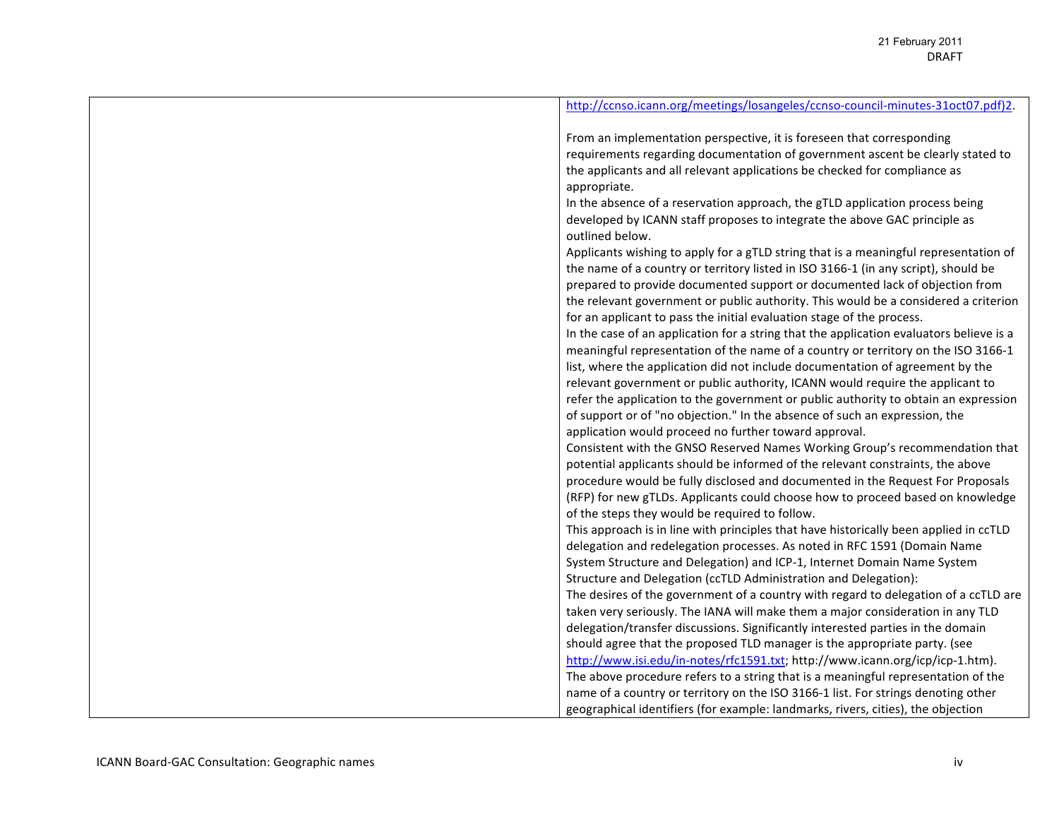| | |
|---|---|
| | http://ccnso.icann.org/meetings/losangeles/ccnso-council-minutes-31oct07.pdf)2.<br><br>From an implementation perspective, it is foreseen that corresponding requirements regarding documentation of government ascent be clearly stated to the applicants and all relevant applications be checked for compliance as appropriate.<br>In the absence of a reservation approach, the gTLD application process being developed by ICANN staff proposes to integrate the above GAC principle as outlined below.<br>Applicants wishing to apply for a gTLD string that is a meaningful representation of the name of a country or territory listed in ISO 3166-1 (in any script), should be prepared to provide documented support or documented lack of objection from the relevant government or public authority. This would be a considered a criterion for an applicant to pass the initial evaluation stage of the process.<br>In the case of an application for a string that the application evaluators believe is a meaningful representation of the name of a country or territory on the ISO 3166-1 list, where the application did not include documentation of agreement by the relevant government or public authority, ICANN would require the applicant to refer the application to the government or public authority to obtain an expression of support or of "no objection." In the absence of such an expression, the application would proceed no further toward approval.<br>Consistent with the GNSO Reserved Names Working Group's recommendation that potential applicants should be informed of the relevant constraints, the above procedure would be fully disclosed and documented in the Request For Proposals (RFP) for new gTLDs. Applicants could choose how to proceed based on knowledge of the steps they would be required to follow.<br>This approach is in line with principles that have historically been applied in ccTLD delegation and redelegation processes. As noted in RFC 1591 (Domain Name System Structure and Delegation) and ICP-1, Internet Domain Name System Structure and Delegation (ccTLD Administration and Delegation):<br>The desires of the government of a country with regard to delegation of a ccTLD are taken very seriously. The IANA will make them a major consideration in any TLD delegation/transfer discussions. Significantly interested parties in the domain should agree that the proposed TLD manager is the appropriate party. (see http://www.isi.edu/in-notes/rfc1591.txt; http://www.icann.org/icp/icp-1.htm).<br>The above procedure refers to a string that is a meaningful representation of the name of a country or territory on the ISO 3166-1 list. For strings denoting other geographical identifiers (for example: landmarks, rivers, cities), the objection |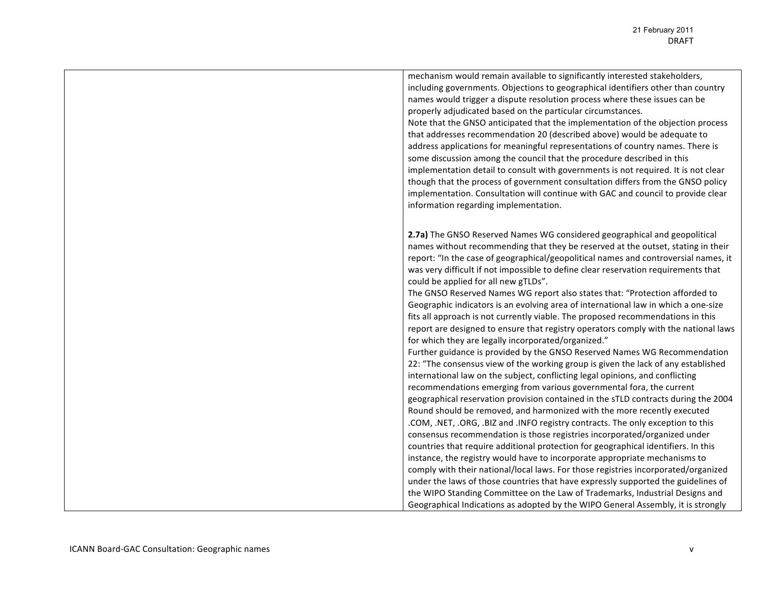| | |
|---|---|
| | mechanism would remain available to significantly interested stakeholders, including governments. Objections to geographical identifiers other than country names would trigger a dispute resolution process where these issues can be properly adjudicated based on the particular circumstances.<br>Note that the GNSO anticipated that the implementation of the objection process that addresses recommendation 20 (described above) would be adequate to address applications for meaningful representations of country names. There is some discussion among the council that the procedure described in this implementation detail to consult with governments is not required. It is not clear though that the process of government consultation differs from the GNSO policy implementation. Consultation will continue with GAC and council to provide clear information regarding implementation.<br><br>**2.7a)** The GNSO Reserved Names WG considered geographical and geopolitical names without recommending that they be reserved at the outset, stating in their report: "In the case of geographical/geopolitical names and controversial names, it was very difficult if not impossible to define clear reservation requirements that could be applied for all new gTLDs".<br>The GNSO Reserved Names WG report also states that: "Protection afforded to Geographic indicators is an evolving area of international law in which a one-size fits all approach is not currently viable. The proposed recommendations in this report are designed to ensure that registry operators comply with the national laws for which they are legally incorporated/organized."<br>Further guidance is provided by the GNSO Reserved Names WG Recommendation 22: "The consensus view of the working group is given the lack of any established international law on the subject, conflicting legal opinions, and conflicting recommendations emerging from various governmental fora, the current geographical reservation provision contained in the sTLD contracts during the 2004 Round should be removed, and harmonized with the more recently executed .COM, .NET, .ORG, .BIZ and .INFO registry contracts. The only exception to this consensus recommendation is those registries incorporated/organized under countries that require additional protection for geographical identifiers. In this instance, the registry would have to incorporate appropriate mechanisms to comply with their national/local laws. For those registries incorporated/organized under the laws of those countries that have expressly supported the guidelines of the WIPO Standing Committee on the Law of Trademarks, Industrial Designs and Geographical Indications as adopted by the WIPO General Assembly, it is strongly |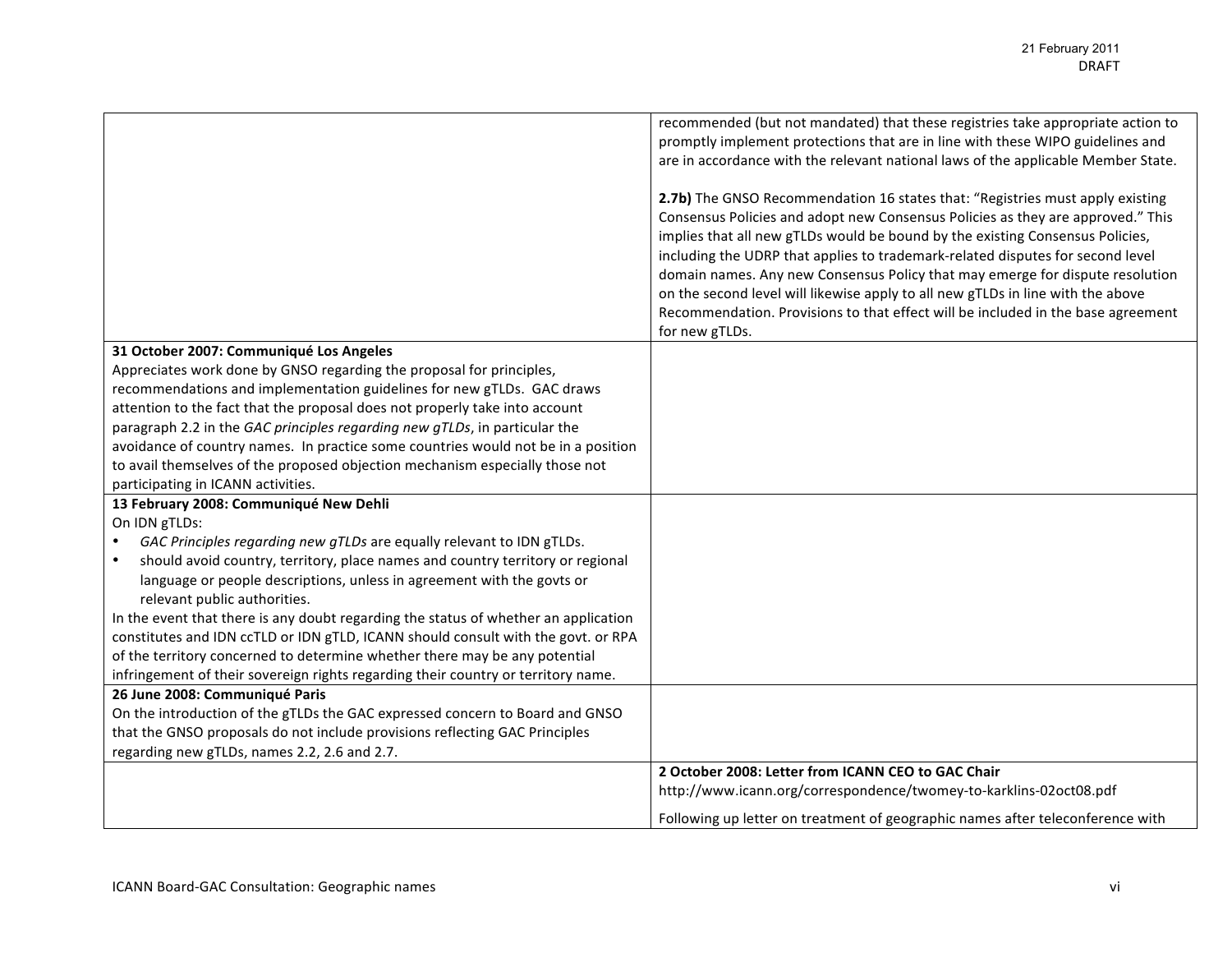| | |
|---|---|
| | recommended (but not mandated) that these registries take appropriate action to promptly implement protections that are in line with these WIPO guidelines and are in accordance with the relevant national laws of the applicable Member State.<br><br>**2.7b)** The GNSO Recommendation 16 states that: "Registries must apply existing Consensus Policies and adopt new Consensus Policies as they are approved." This implies that all new gTLDs would be bound by the existing Consensus Policies, including the UDRP that applies to trademark-related disputes for second level domain names. Any new Consensus Policy that may emerge for dispute resolution on the second level will likewise apply to all new gTLDs in line with the above Recommendation. Provisions to that effect will be included in the base agreement for new gTLDs. |
| **31 October 2007: Communiqué Los Angeles**<br>Appreciates work done by GNSO regarding the proposal for principles, recommendations and implementation guidelines for new gTLDs. GAC draws attention to the fact that the proposal does not properly take into account paragraph 2.2 in the *GAC principles regarding new gTLDs*, in particular the avoidance of country names. In practice some countries would not be in a position to avail themselves of the proposed objection mechanism especially those not participating in ICANN activities. | |
| **13 February 2008: Communiqué New Dehli**<br>On IDN gTLDs:<br>• *GAC Principles regarding new gTLDs* are equally relevant to IDN gTLDs.<br>• should avoid country, territory, place names and country territory or regional language or people descriptions, unless in agreement with the govts or relevant public authorities.<br>In the event that there is any doubt regarding the status of whether an application constitutes and IDN ccTLD or IDN gTLD, ICANN should consult with the govt. or RPA of the territory concerned to determine whether there may be any potential infringement of their sovereign rights regarding their country or territory name. | |
| **26 June 2008: Communiqué Paris**<br>On the introduction of the gTLDs the GAC expressed concern to Board and GNSO that the GNSO proposals do not include provisions reflecting GAC Principles regarding new gTLDs, names 2.2, 2.6 and 2.7. | |
| | **2 October 2008: Letter from ICANN CEO to GAC Chair**<br>http://www.icann.org/correspondence/twomey-to-karklins-02oct08.pdf<br><br>Following up letter on treatment of geographic names after teleconference with |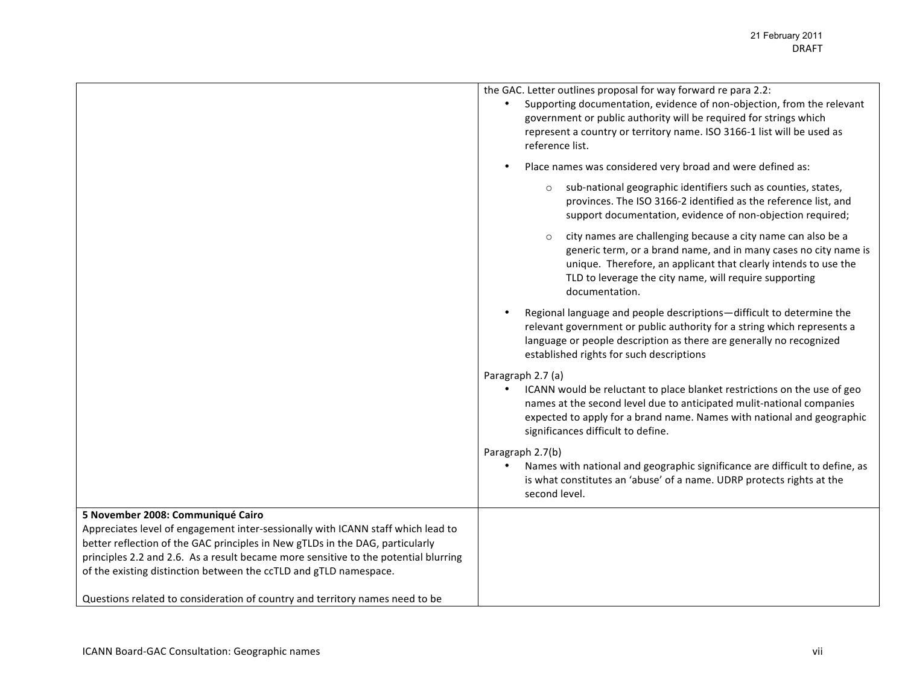| | |
|---|---|
| | the GAC. Letter outlines proposal for way forward re para 2.2:<br>• Supporting documentation, evidence of non-objection, from the relevant government or public authority will be required for strings which represent a country or territory name. ISO 3166-1 list will be used as reference list.<br>• Place names was considered very broad and were defined as:<br>  ○ sub-national geographic identifiers such as counties, states, provinces. The ISO 3166-2 identified as the reference list, and support documentation, evidence of non-objection required;<br>  ○ city names are challenging because a city name can also be a generic term, or a brand name, and in many cases no city name is unique. Therefore, an applicant that clearly intends to use the TLD to leverage the city name, will require supporting documentation.<br>• Regional language and people descriptions—difficult to determine the relevant government or public authority for a string which represents a language or people description as there are generally no recognized established rights for such descriptions<br><br>Paragraph 2.7 (a)<br>• ICANN would be reluctant to place blanket restrictions on the use of geo names at the second level due to anticipated mulit-national companies expected to apply for a brand name. Names with national and geographic significances difficult to define.<br><br>Paragraph 2.7(b)<br>• Names with national and geographic significance are difficult to define, as is what constitutes an 'abuse' of a name. UDRP protects rights at the second level. |
| **5 November 2008: Communiqué Cairo**<br>Appreciates level of engagement inter-sessionally with ICANN staff which lead to better reflection of the GAC principles in New gTLDs in the DAG, particularly principles 2.2 and 2.6. As a result became more sensitive to the potential blurring of the existing distinction between the ccTLD and gTLD namespace.<br><br>Questions related to consideration of country and territory names need to be | |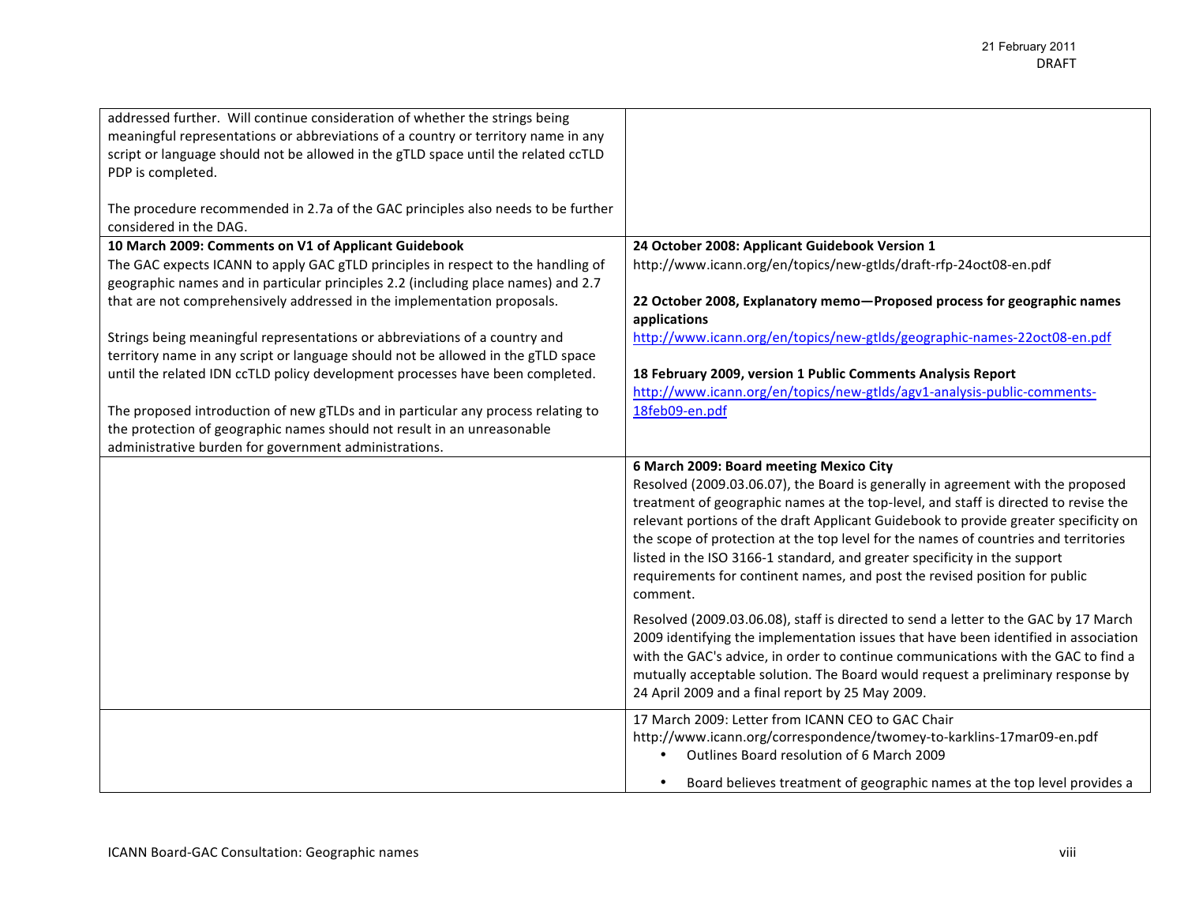| | |
|---|---|
| addressed further. Will continue consideration of whether the strings being meaningful representations or abbreviations of a country or territory name in any script or language should not be allowed in the gTLD space until the related ccTLD PDP is completed.<br><br>The procedure recommended in 2.7a of the GAC principles also needs to be further considered in the DAG. | |
| **10 March 2009: Comments on V1 of Applicant Guidebook**<br>The GAC expects ICANN to apply GAC gTLD principles in respect to the handling of geographic names and in particular principles 2.2 (including place names) and 2.7 that are not comprehensively addressed in the implementation proposals.<br><br>Strings being meaningful representations or abbreviations of a country and territory name in any script or language should not be allowed in the gTLD space until the related IDN ccTLD policy development processes have been completed.<br><br>The proposed introduction of new gTLDs and in particular any process relating to the protection of geographic names should not result in an unreasonable administrative burden for government administrations. | **24 October 2008: Applicant Guidebook Version 1**<br>http://www.icann.org/en/topics/new-gtlds/draft-rfp-24oct08-en.pdf<br><br>**22 October 2008, Explanatory memo—Proposed process for geographic names applications**<br>http://www.icann.org/en/topics/new-gtlds/geographic-names-22oct08-en.pdf<br><br>**18 February 2009, version 1 Public Comments Analysis Report**<br>http://www.icann.org/en/topics/new-gtlds/agv1-analysis-public-comments-18feb09-en.pdf |
| | **6 March 2009: Board meeting Mexico City**<br>Resolved (2009.03.06.07), the Board is generally in agreement with the proposed treatment of geographic names at the top-level, and staff is directed to revise the relevant portions of the draft Applicant Guidebook to provide greater specificity on the scope of protection at the top level for the names of countries and territories listed in the ISO 3166-1 standard, and greater specificity in the support requirements for continent names, and post the revised position for public comment.<br><br>Resolved (2009.03.06.08), staff is directed to send a letter to the GAC by 17 March 2009 identifying the implementation issues that have been identified in association with the GAC's advice, in order to continue communications with the GAC to find a mutually acceptable solution. The Board would request a preliminary response by 24 April 2009 and a final report by 25 May 2009. |
| | 17 March 2009: Letter from ICANN CEO to GAC Chair<br>http://www.icann.org/correspondence/twomey-to-karklins-17mar09-en.pdf<br>• Outlines Board resolution of 6 March 2009<br>• Board believes treatment of geographic names at the top level provides a |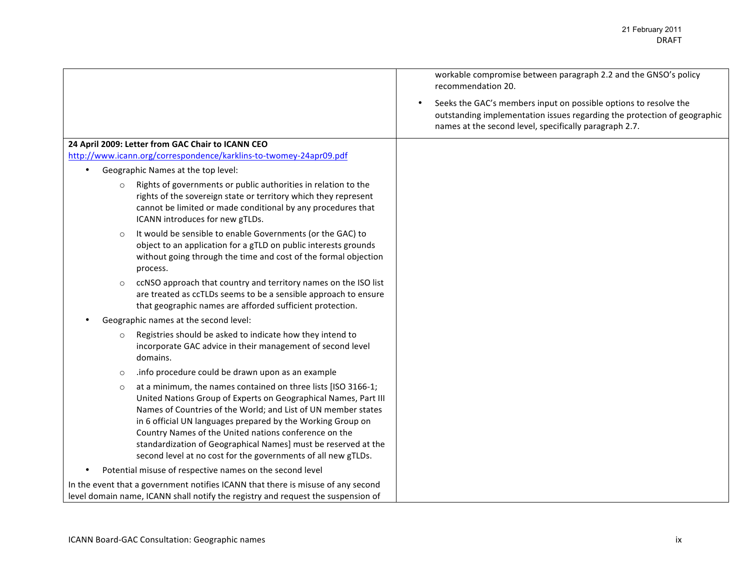| | |
|---|---|
| | workable compromise between paragraph 2.2 and the GNSO's policy recommendation 20.<br>• Seeks the GAC's members input on possible options to resolve the outstanding implementation issues regarding the protection of geographic names at the second level, specifically paragraph 2.7. |
| **24 April 2009: Letter from GAC Chair to ICANN CEO**<br>http://www.icann.org/correspondence/karklins-to-twomey-24apr09.pdf<br>• Geographic Names at the top level:<br>&nbsp;&nbsp;&nbsp;&nbsp;○ Rights of governments or public authorities in relation to the rights of the sovereign state or territory which they represent cannot be limited or made conditional by any procedures that ICANN introduces for new gTLDs.<br>&nbsp;&nbsp;&nbsp;&nbsp;○ It would be sensible to enable Governments (or the GAC) to object to an application for a gTLD on public interests grounds without going through the time and cost of the formal objection process.<br>&nbsp;&nbsp;&nbsp;&nbsp;○ ccNSO approach that country and territory names on the ISO list are treated as ccTLDs seems to be a sensible approach to ensure that geographic names are afforded sufficient protection.<br>• Geographic names at the second level:<br>&nbsp;&nbsp;&nbsp;&nbsp;○ Registries should be asked to indicate how they intend to incorporate GAC advice in their management of second level domains.<br>&nbsp;&nbsp;&nbsp;&nbsp;○ .info procedure could be drawn upon as an example<br>&nbsp;&nbsp;&nbsp;&nbsp;○ at a minimum, the names contained on three lists [ISO 3166-1; United Nations Group of Experts on Geographical Names, Part III Names of Countries of the World; and List of UN member states in 6 official UN languages prepared by the Working Group on Country Names of the United nations conference on the standardization of Geographical Names] must be reserved at the second level at no cost for the governments of all new gTLDs.<br>• Potential misuse of respective names on the second level<br>In the event that a government notifies ICANN that there is misuse of any second level domain name, ICANN shall notify the registry and request the suspension of | |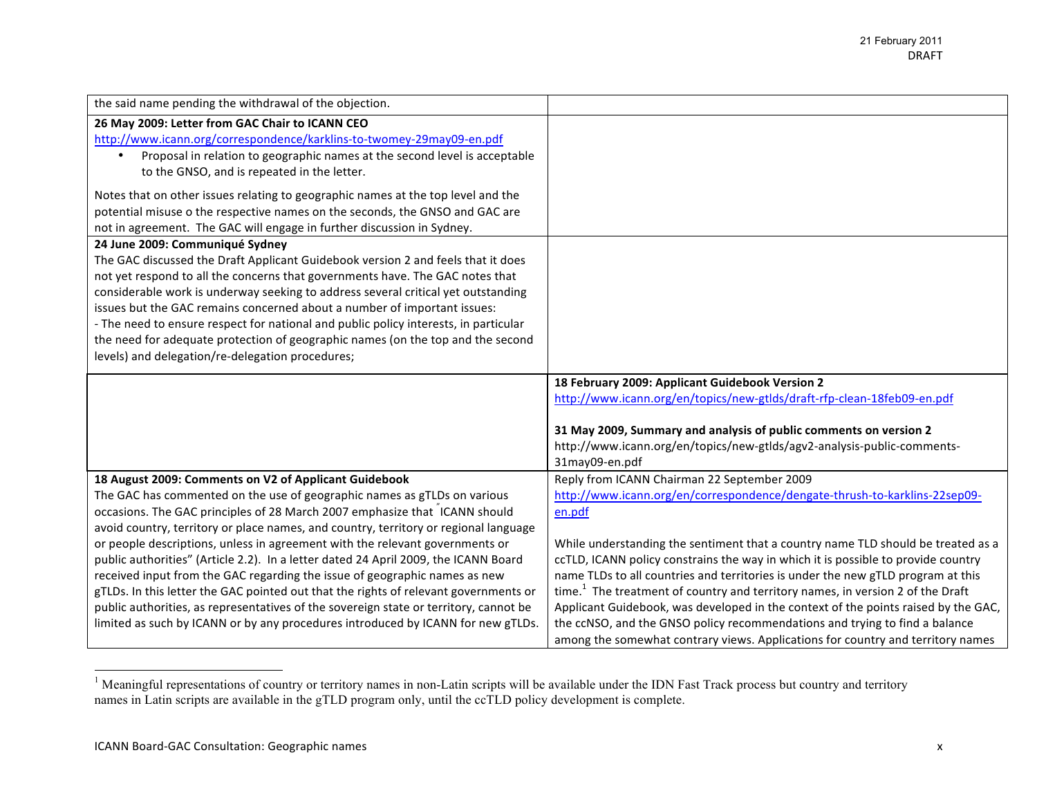| | |
|---|---|
| the said name pending the withdrawal of the objection. | |
| **26 May 2009: Letter from GAC Chair to ICANN CEO**<br>http://www.icann.org/correspondence/karklins-to-twomey-29may09-en.pdf<br>• Proposal in relation to geographic names at the second level is acceptable to the GNSO, and is repeated in the letter.<br><br>Notes that on other issues relating to geographic names at the top level and the potential misuse o the respective names on the seconds, the GNSO and GAC are not in agreement. The GAC will engage in further discussion in Sydney. | |
| **24 June 2009: Communiqué Sydney**<br>The GAC discussed the Draft Applicant Guidebook version 2 and feels that it does not yet respond to all the concerns that governments have. The GAC notes that considerable work is underway seeking to address several critical yet outstanding issues but the GAC remains concerned about a number of important issues:<br>- The need to ensure respect for national and public policy interests, in particular the need for adequate protection of geographic names (on the top and the second levels) and delegation/re-delegation procedures; | |
| | **18 February 2009: Applicant Guidebook Version 2**<br>http://www.icann.org/en/topics/new-gtlds/draft-rfp-clean-18feb09-en.pdf<br><br>**31 May 2009, Summary and analysis of public comments on version 2**<br>http://www.icann.org/en/topics/new-gtlds/agv2-analysis-public-comments-31may09-en.pdf |
| **18 August 2009: Comments on V2 of Applicant Guidebook**<br>The GAC has commented on the use of geographic names as gTLDs on various occasions. The GAC principles of 28 March 2007 emphasize that "ICANN should avoid country, territory or place names, and country, territory or regional language or people descriptions, unless in agreement with the relevant governments or public authorities" (Article 2.2). In a letter dated 24 April 2009, the ICANN Board received input from the GAC regarding the issue of geographic names as new gTLDs. In this letter the GAC pointed out that the rights of relevant governments or public authorities, as representatives of the sovereign state or territory, cannot be limited as such by ICANN or by any procedures introduced by ICANN for new gTLDs. | Reply from ICANN Chairman 22 September 2009<br>http://www.icann.org/en/correspondence/dengate-thrush-to-karklins-22sep09-en.pdf<br><br>While understanding the sentiment that a country name TLD should be treated as a ccTLD, ICANN policy constrains the way in which it is possible to provide country name TLDs to all countries and territories is under the new gTLD program at this time.[1] The treatment of country and territory names, in version 2 of the Draft Applicant Guidebook, was developed in the context of the points raised by the GAC, the ccNSO, and the GNSO policy recommendations and trying to find a balance among the somewhat contrary views. Applications for country and territory names |

[1] Meaningful representations of country or territory names in non-Latin scripts will be available under the IDN Fast Track process but country and territory names in Latin scripts are available in the gTLD program only, until the ccTLD policy development is complete.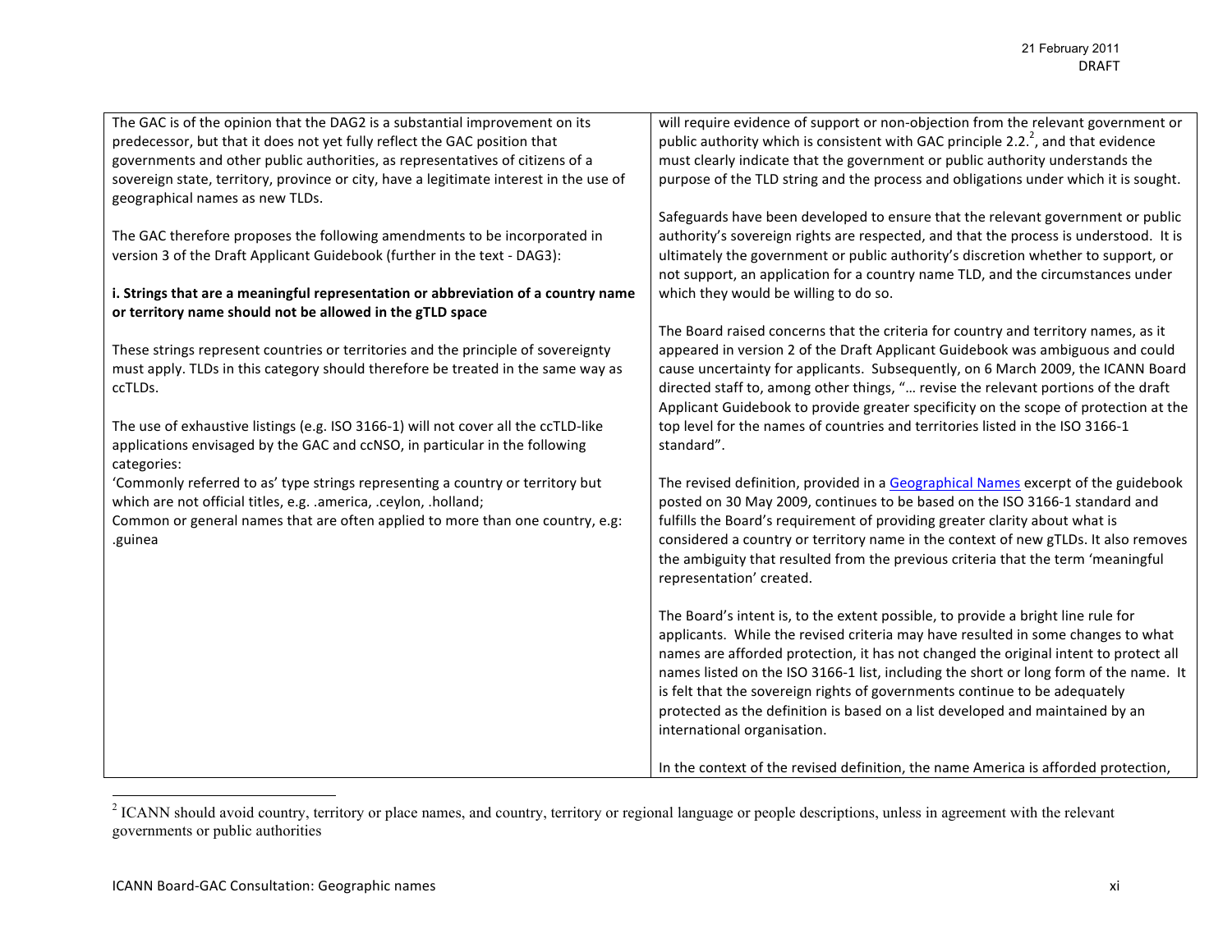| | |
|---|---|
| The GAC is of the opinion that the DAG2 is a substantial improvement on its predecessor, but that it does not yet fully reflect the GAC position that governments and other public authorities, as representatives of citizens of a sovereign state, territory, province or city, have a legitimate interest in the use of geographical names as new TLDs.<br><br>The GAC therefore proposes the following amendments to be incorporated in version 3 of the Draft Applicant Guidebook (further in the text - DAG3):<br><br>**i. Strings that are a meaningful representation or abbreviation of a country name or territory name should not be allowed in the gTLD space**<br><br>These strings represent countries or territories and the principle of sovereignty must apply. TLDs in this category should therefore be treated in the same way as ccTLDs.<br><br>The use of exhaustive listings (e.g. ISO 3166-1) will not cover all the ccTLD-like applications envisaged by the GAC and ccNSO, in particular in the following categories:<br>'Commonly referred to as' type strings representing a country or territory but which are not official titles, e.g. .america, .ceylon, .holland;<br>Common or general names that are often applied to more than one country, e.g: .guinea | will require evidence of support or non-objection from the relevant government or public authority which is consistent with GAC principle 2.2.[2], and that evidence must clearly indicate that the government or public authority understands the purpose of the TLD string and the process and obligations under which it is sought.<br><br>Safeguards have been developed to ensure that the relevant government or public authority's sovereign rights are respected, and that the process is understood. It is ultimately the government or public authority's discretion whether to support, or not support, an application for a country name TLD, and the circumstances under which they would be willing to do so.<br><br>The Board raised concerns that the criteria for country and territory names, as it appeared in version 2 of the Draft Applicant Guidebook was ambiguous and could cause uncertainty for applicants. Subsequently, on 6 March 2009, the ICANN Board directed staff to, among other things, "… revise the relevant portions of the draft Applicant Guidebook to provide greater specificity on the scope of protection at the top level for the names of countries and territories listed in the ISO 3166-1 standard".<br><br>The revised definition, provided in a Geographical Names excerpt of the guidebook posted on 30 May 2009, continues to be based on the ISO 3166-1 standard and fulfills the Board's requirement of providing greater clarity about what is considered a country or territory name in the context of new gTLDs. It also removes the ambiguity that resulted from the previous criteria that the term 'meaningful representation' created.<br><br>The Board's intent is, to the extent possible, to provide a bright line rule for applicants. While the revised criteria may have resulted in some changes to what names are afforded protection, it has not changed the original intent to protect all names listed on the ISO 3166-1 list, including the short or long form of the name. It is felt that the sovereign rights of governments continue to be adequately protected as the definition is based on a list developed and maintained by an international organisation.<br><br>In the context of the revised definition, the name America is afforded protection, |

[2] ICANN should avoid country, territory or place names, and country, territory or regional language or people descriptions, unless in agreement with the relevant governments or public authorities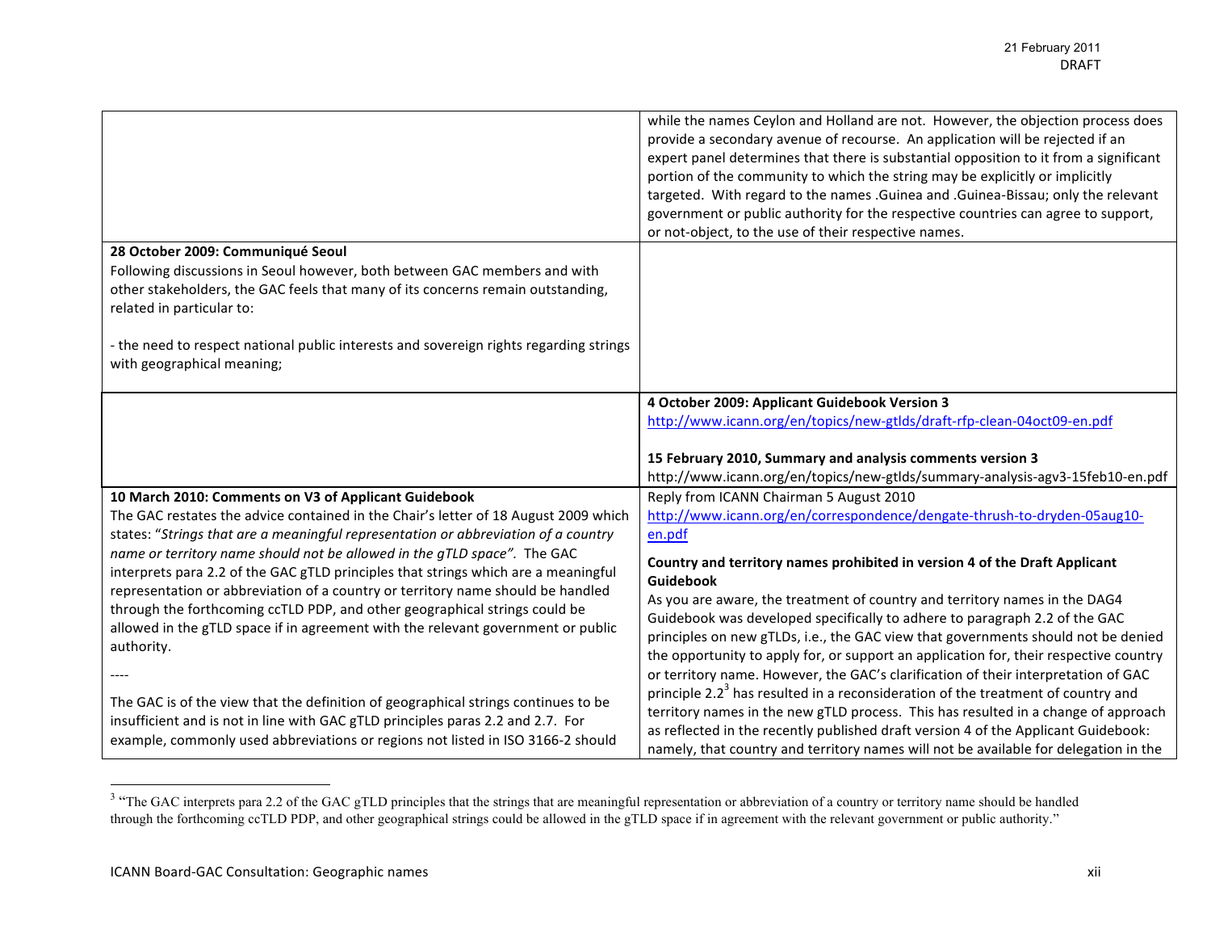| | |
|---|---|
| | while the names Ceylon and Holland are not. However, the objection process does provide a secondary avenue of recourse. An application will be rejected if an expert panel determines that there is substantial opposition to it from a significant portion of the community to which the string may be explicitly or implicitly targeted. With regard to the names .Guinea and .Guinea-Bissau; only the relevant government or public authority for the respective countries can agree to support, or not-object, to the use of their respective names. |
| **28 October 2009: Communiqué Seoul**<br>Following discussions in Seoul however, both between GAC members and with other stakeholders, the GAC feels that many of its concerns remain outstanding, related in particular to:<br><br>- the need to respect national public interests and sovereign rights regarding strings with geographical meaning; | |
| | **4 October 2009: Applicant Guidebook Version 3**<br>http://www.icann.org/en/topics/new-gtlds/draft-rfp-clean-04oct09-en.pdf<br><br>**15 February 2010, Summary and analysis comments version 3**<br>http://www.icann.org/en/topics/new-gtlds/summary-analysis-agv3-15feb10-en.pdf |
| **10 March 2010: Comments on V3 of Applicant Guidebook**<br>The GAC restates the advice contained in the Chair's letter of 18 August 2009 which states: "*Strings that are a meaningful representation or abbreviation of a country name or territory name should not be allowed in the gTLD space".* The GAC interprets para 2.2 of the GAC gTLD principles that strings which are a meaningful representation or abbreviation of a country or territory name should be handled through the forthcoming ccTLD PDP, and other geographical strings could be allowed in the gTLD space if in agreement with the relevant government or public authority.<br><br>----<br><br>The GAC is of the view that the definition of geographical strings continues to be insufficient and is not in line with GAC gTLD principles paras 2.2 and 2.7. For example, commonly used abbreviations or regions not listed in ISO 3166-2 should | Reply from ICANN Chairman 5 August 2010<br>http://www.icann.org/en/correspondence/dengate-thrush-to-dryden-05aug10-en.pdf<br><br>**Country and territory names prohibited in version 4 of the Draft Applicant Guidebook**<br>As you are aware, the treatment of country and territory names in the DAG4 Guidebook was developed specifically to adhere to paragraph 2.2 of the GAC principles on new gTLDs, i.e., the GAC view that governments should not be denied the opportunity to apply for, or support an application for, their respective country or territory name. However, the GAC's clarification of their interpretation of GAC principle 2.2[3] has resulted in a reconsideration of the treatment of country and territory names in the new gTLD process. This has resulted in a change of approach as reflected in the recently published draft version 4 of the Applicant Guidebook: namely, that country and territory names will not be available for delegation in the |

[3] "The GAC interprets para 2.2 of the GAC gTLD principles that the strings that are meaningful representation or abbreviation of a country or territory name should be handled through the forthcoming ccTLD PDP, and other geographical strings could be allowed in the gTLD space if in agreement with the relevant government or public authority."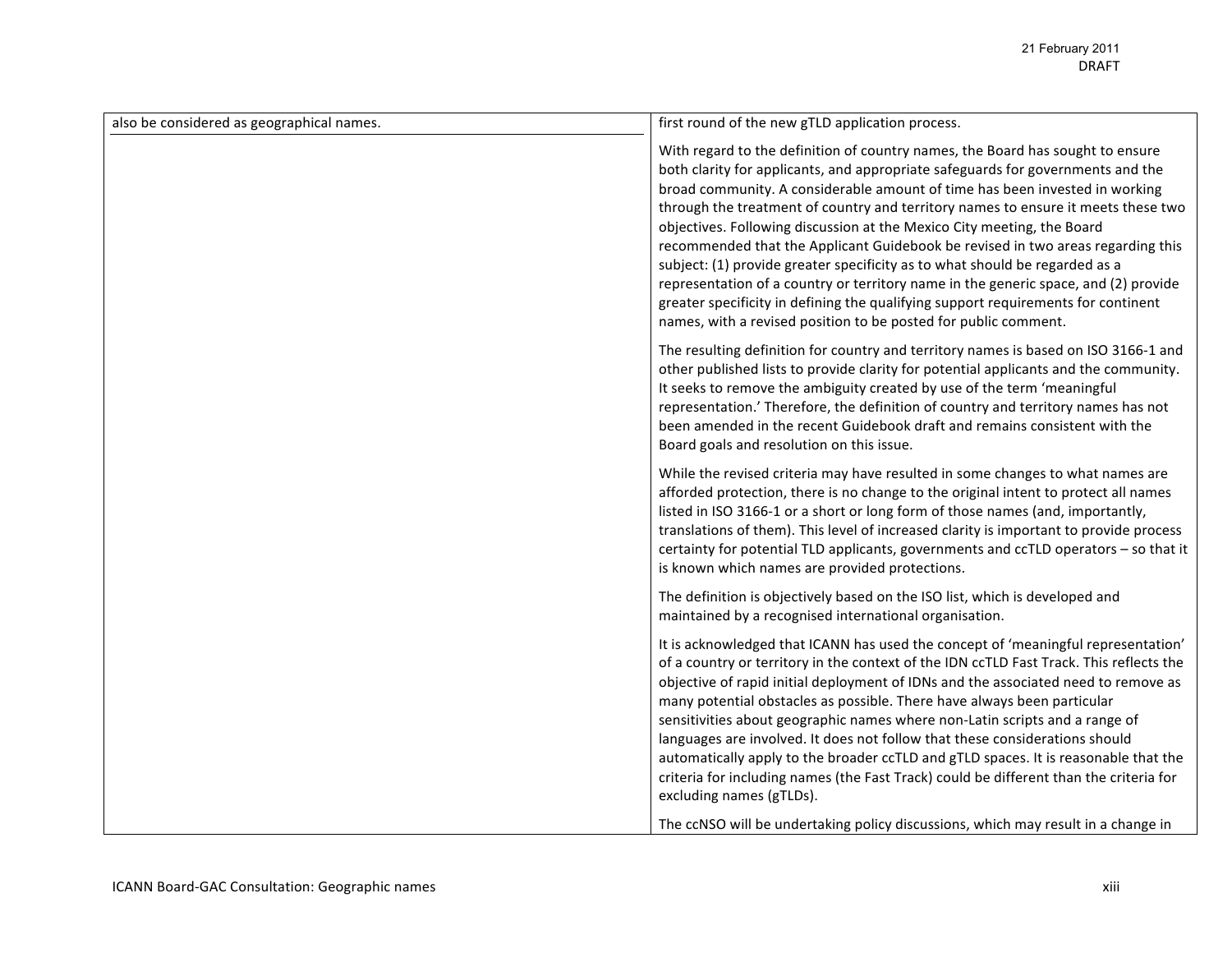| also be considered as geographical names. | first round of the new gTLD application process.<br><br>With regard to the definition of country names, the Board has sought to ensure both clarity for applicants, and appropriate safeguards for governments and the broad community. A considerable amount of time has been invested in working through the treatment of country and territory names to ensure it meets these two objectives. Following discussion at the Mexico City meeting, the Board recommended that the Applicant Guidebook be revised in two areas regarding this subject: (1) provide greater specificity as to what should be regarded as a representation of a country or territory name in the generic space, and (2) provide greater specificity in defining the qualifying support requirements for continent names, with a revised position to be posted for public comment.<br><br>The resulting definition for country and territory names is based on ISO 3166-1 and other published lists to provide clarity for potential applicants and the community. It seeks to remove the ambiguity created by use of the term 'meaningful representation.' Therefore, the definition of country and territory names has not been amended in the recent Guidebook draft and remains consistent with the Board goals and resolution on this issue.<br><br>While the revised criteria may have resulted in some changes to what names are afforded protection, there is no change to the original intent to protect all names listed in ISO 3166-1 or a short or long form of those names (and, importantly, translations of them). This level of increased clarity is important to provide process certainty for potential TLD applicants, governments and ccTLD operators – so that it is known which names are provided protections.<br><br>The definition is objectively based on the ISO list, which is developed and maintained by a recognised international organisation.<br><br>It is acknowledged that ICANN has used the concept of 'meaningful representation' of a country or territory in the context of the IDN ccTLD Fast Track. This reflects the objective of rapid initial deployment of IDNs and the associated need to remove as many potential obstacles as possible. There have always been particular sensitivities about geographic names where non-Latin scripts and a range of languages are involved. It does not follow that these considerations should automatically apply to the broader ccTLD and gTLD spaces. It is reasonable that the criteria for including names (the Fast Track) could be different than the criteria for excluding names (gTLDs).<br><br>The ccNSO will be undertaking policy discussions, which may result in a change in |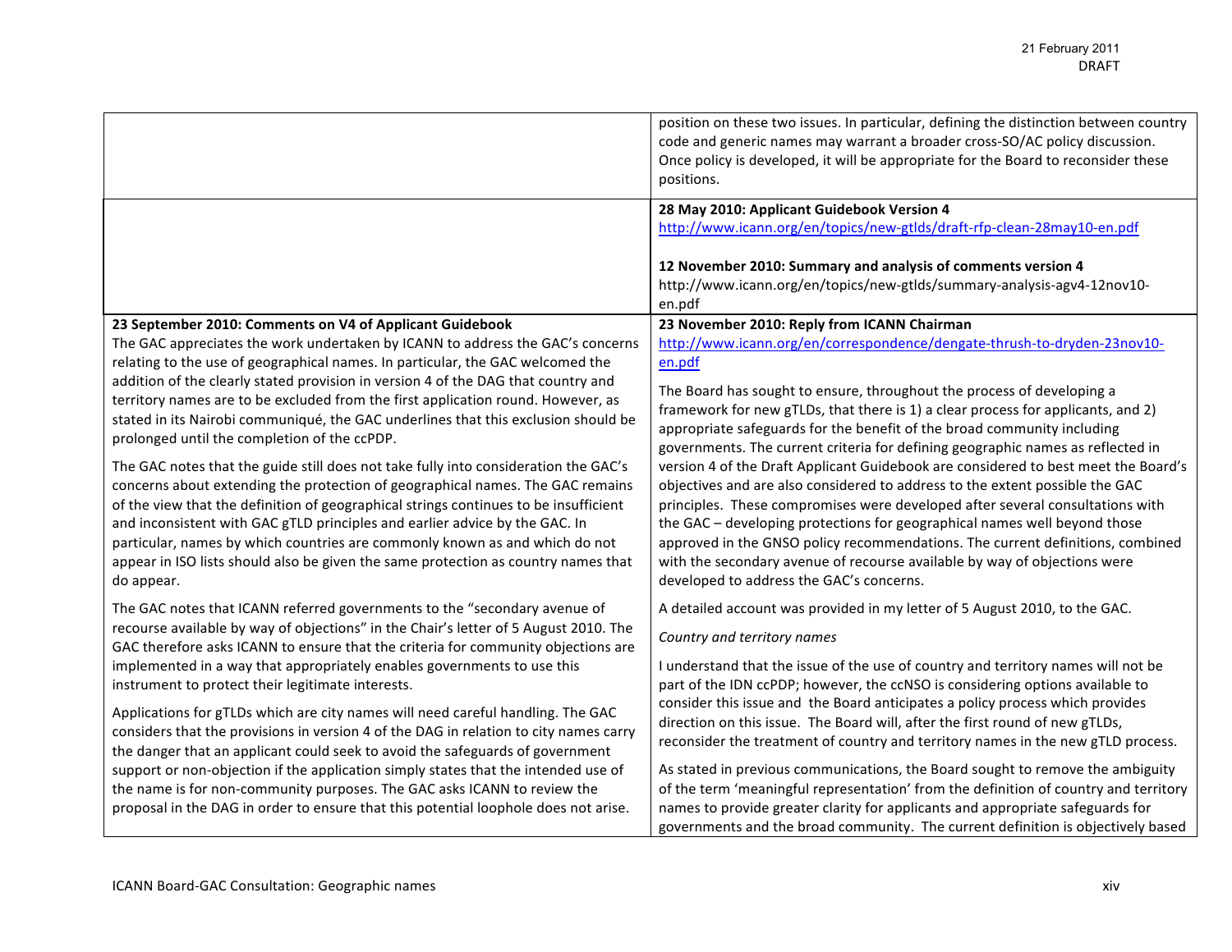| | |
|---|---|
| | position on these two issues. In particular, defining the distinction between country code and generic names may warrant a broader cross-SO/AC policy discussion. Once policy is developed, it will be appropriate for the Board to reconsider these positions. |
| | **28 May 2010: Applicant Guidebook Version 4**<br>http://www.icann.org/en/topics/new-gtlds/draft-rfp-clean-28may10-en.pdf<br><br>**12 November 2010: Summary and analysis of comments version 4**<br>http://www.icann.org/en/topics/new-gtlds/summary-analysis-agv4-12nov10-en.pdf |
| **23 September 2010: Comments on V4 of Applicant Guidebook**<br>The GAC appreciates the work undertaken by ICANN to address the GAC's concerns relating to the use of geographical names. In particular, the GAC welcomed the addition of the clearly stated provision in version 4 of the DAG that country and territory names are to be excluded from the first application round. However, as stated in its Nairobi communiqué, the GAC underlines that this exclusion should be prolonged until the completion of the ccPDP.<br><br>The GAC notes that the guide still does not take fully into consideration the GAC's concerns about extending the protection of geographical names. The GAC remains of the view that the definition of geographical strings continues to be insufficient and inconsistent with GAC gTLD principles and earlier advice by the GAC. In particular, names by which countries are commonly known as and which do not appear in ISO lists should also be given the same protection as country names that do appear.<br><br>The GAC notes that ICANN referred governments to the "secondary avenue of recourse available by way of objections" in the Chair's letter of 5 August 2010. The GAC therefore asks ICANN to ensure that the criteria for community objections are implemented in a way that appropriately enables governments to use this instrument to protect their legitimate interests.<br><br>Applications for gTLDs which are city names will need careful handling. The GAC considers that the provisions in version 4 of the DAG in relation to city names carry the danger that an applicant could seek to avoid the safeguards of government support or non-objection if the application simply states that the intended use of the name is for non-community purposes. The GAC asks ICANN to review the proposal in the DAG in order to ensure that this potential loophole does not arise. | **23 November 2010: Reply from ICANN Chairman**<br>http://www.icann.org/en/correspondence/dengate-thrush-to-dryden-23nov10-en.pdf<br><br>The Board has sought to ensure, throughout the process of developing a framework for new gTLDs, that there is 1) a clear process for applicants, and 2) appropriate safeguards for the benefit of the broad community including governments. The current criteria for defining geographic names as reflected in version 4 of the Draft Applicant Guidebook are considered to best meet the Board's objectives and are also considered to address to the extent possible the GAC principles. These compromises were developed after several consultations with the GAC – developing protections for geographical names well beyond those approved in the GNSO policy recommendations. The current definitions, combined with the secondary avenue of recourse available by way of objections were developed to address the GAC's concerns.<br><br>A detailed account was provided in my letter of 5 August 2010, to the GAC.<br><br>*Country and territory names*<br><br>I understand that the issue of the use of country and territory names will not be part of the IDN ccPDP; however, the ccNSO is considering options available to consider this issue and the Board anticipates a policy process which provides direction on this issue. The Board will, after the first round of new gTLDs, reconsider the treatment of country and territory names in the new gTLD process.<br><br>As stated in previous communications, the Board sought to remove the ambiguity of the term 'meaningful representation' from the definition of country and territory names to provide greater clarity for applicants and appropriate safeguards for governments and the broad community. The current definition is objectively based |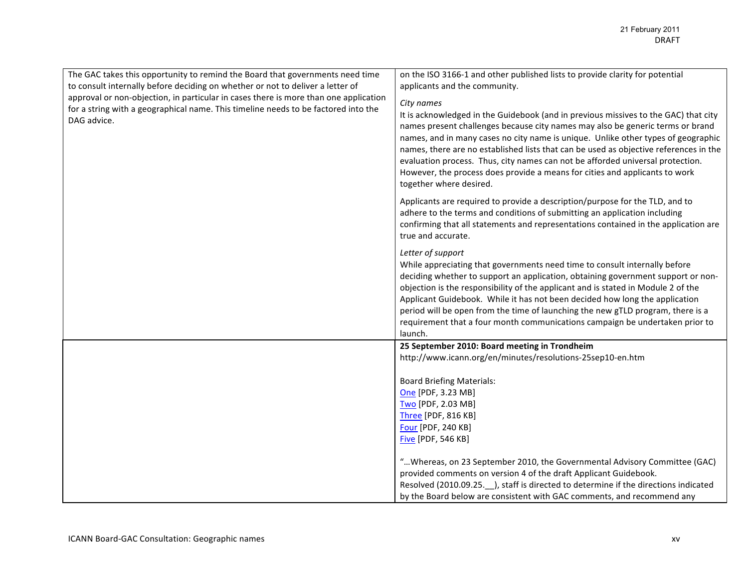| | |
|---|---|
| The GAC takes this opportunity to remind the Board that governments need time to consult internally before deciding on whether or not to deliver a letter of approval or non-objection, in particular in cases there is more than one application for a string with a geographical name. This timeline needs to be factored into the DAG advice. | on the ISO 3166-1 and other published lists to provide clarity for potential applicants and the community.<br><br>*City names*<br>It is acknowledged in the Guidebook (and in previous missives to the GAC) that city names present challenges because city names may also be generic terms or brand names, and in many cases no city name is unique. Unlike other types of geographic names, there are no established lists that can be used as objective references in the evaluation process. Thus, city names can not be afforded universal protection. However, the process does provide a means for cities and applicants to work together where desired.<br><br>Applicants are required to provide a description/purpose for the TLD, and to adhere to the terms and conditions of submitting an application including confirming that all statements and representations contained in the application are true and accurate.<br><br>*Letter of support*<br>While appreciating that governments need time to consult internally before deciding whether to support an application, obtaining government support or non-objection is the responsibility of the applicant and is stated in Module 2 of the Applicant Guidebook. While it has not been decided how long the application period will be open from the time of launching the new gTLD program, there is a requirement that a four month communications campaign be undertaken prior to launch. |
| | **25 September 2010: Board meeting in Trondheim**<br>http://www.icann.org/en/minutes/resolutions-25sep10-en.htm<br><br>Board Briefing Materials:<br>One [PDF, 3.23 MB]<br>Two [PDF, 2.03 MB]<br>Three [PDF, 816 KB]<br>Four [PDF, 240 KB]<br>Five [PDF, 546 KB]<br><br>"…Whereas, on 23 September 2010, the Governmental Advisory Committee (GAC) provided comments on version 4 of the draft Applicant Guidebook.<br>Resolved (2010.09.25.__), staff is directed to determine if the directions indicated by the Board below are consistent with GAC comments, and recommend any |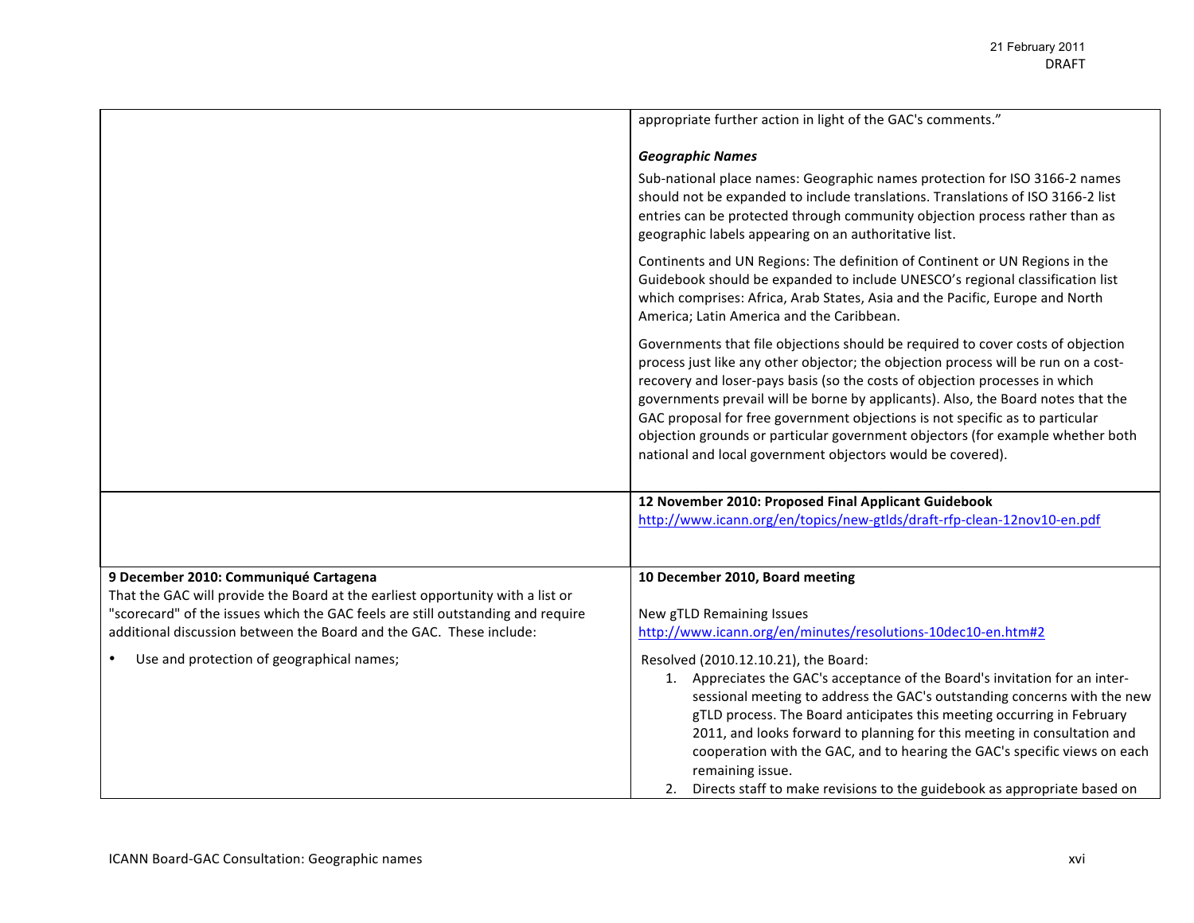| | |
|---|---|
| | appropriate further action in light of the GAC's comments."<br><br>***Geographic Names***<br>Sub-national place names: Geographic names protection for ISO 3166-2 names should not be expanded to include translations. Translations of ISO 3166-2 list entries can be protected through community objection process rather than as geographic labels appearing on an authoritative list.<br><br>Continents and UN Regions: The definition of Continent or UN Regions in the Guidebook should be expanded to include UNESCO's regional classification list which comprises: Africa, Arab States, Asia and the Pacific, Europe and North America; Latin America and the Caribbean.<br><br>Governments that file objections should be required to cover costs of objection process just like any other objector; the objection process will be run on a cost-recovery and loser-pays basis (so the costs of objection processes in which governments prevail will be borne by applicants). Also, the Board notes that the GAC proposal for free government objections is not specific as to particular objection grounds or particular government objectors (for example whether both national and local government objectors would be covered). |
| | **12 November 2010: Proposed Final Applicant Guidebook**<br>http://www.icann.org/en/topics/new-gtlds/draft-rfp-clean-12nov10-en.pdf |
| **9 December 2010: Communiqué Cartagena**<br>That the GAC will provide the Board at the earliest opportunity with a list or "scorecard" of the issues which the GAC feels are still outstanding and require additional discussion between the Board and the GAC. These include:<br><br>• Use and protection of geographical names; | **10 December 2010, Board meeting**<br><br>New gTLD Remaining Issues<br>http://www.icann.org/en/minutes/resolutions-10dec10-en.htm#2<br><br>Resolved (2010.12.10.21), the Board:<br>1. Appreciates the GAC's acceptance of the Board's invitation for an inter-sessional meeting to address the GAC's outstanding concerns with the new gTLD process. The Board anticipates this meeting occurring in February 2011, and looks forward to planning for this meeting in consultation and cooperation with the GAC, and to hearing the GAC's specific views on each remaining issue.<br>2. Directs staff to make revisions to the guidebook as appropriate based on |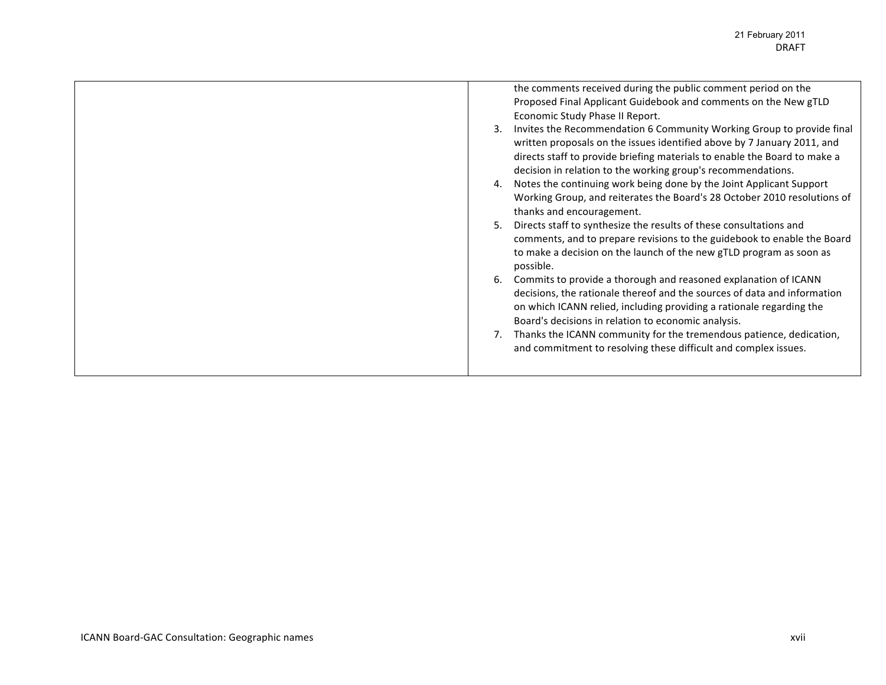| | |
|---|---|
| | the comments received during the public comment period on the Proposed Final Applicant Guidebook and comments on the New gTLD Economic Study Phase II Report.<br>3. Invites the Recommendation 6 Community Working Group to provide final written proposals on the issues identified above by 7 January 2011, and directs staff to provide briefing materials to enable the Board to make a decision in relation to the working group's recommendations.<br>4. Notes the continuing work being done by the Joint Applicant Support Working Group, and reiterates the Board's 28 October 2010 resolutions of thanks and encouragement.<br>5. Directs staff to synthesize the results of these consultations and comments, and to prepare revisions to the guidebook to enable the Board to make a decision on the launch of the new gTLD program as soon as possible.<br>6. Commits to provide a thorough and reasoned explanation of ICANN decisions, the rationale thereof and the sources of data and information on which ICANN relied, including providing a rationale regarding the Board's decisions in relation to economic analysis.<br>7. Thanks the ICANN community for the tremendous patience, dedication, and commitment to resolving these difficult and complex issues. |